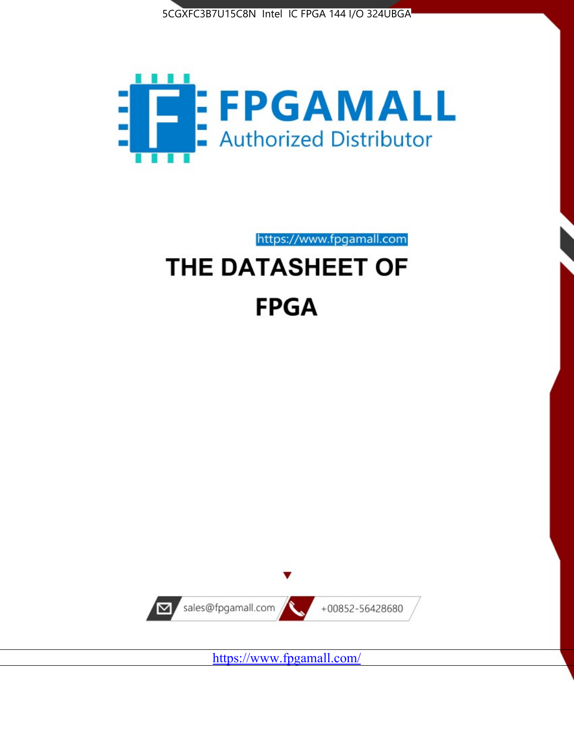5CGXFC3B7U15C8N Intel IC FPGA 144 I/O 324UBGA

FPGAMALL

Authorized Distributor

https://www.fpgamall.com

# THE DATASHEET OF

# FPGA

sales@fpgamall.com

+00852-56428680

https://www.fpgamall.com/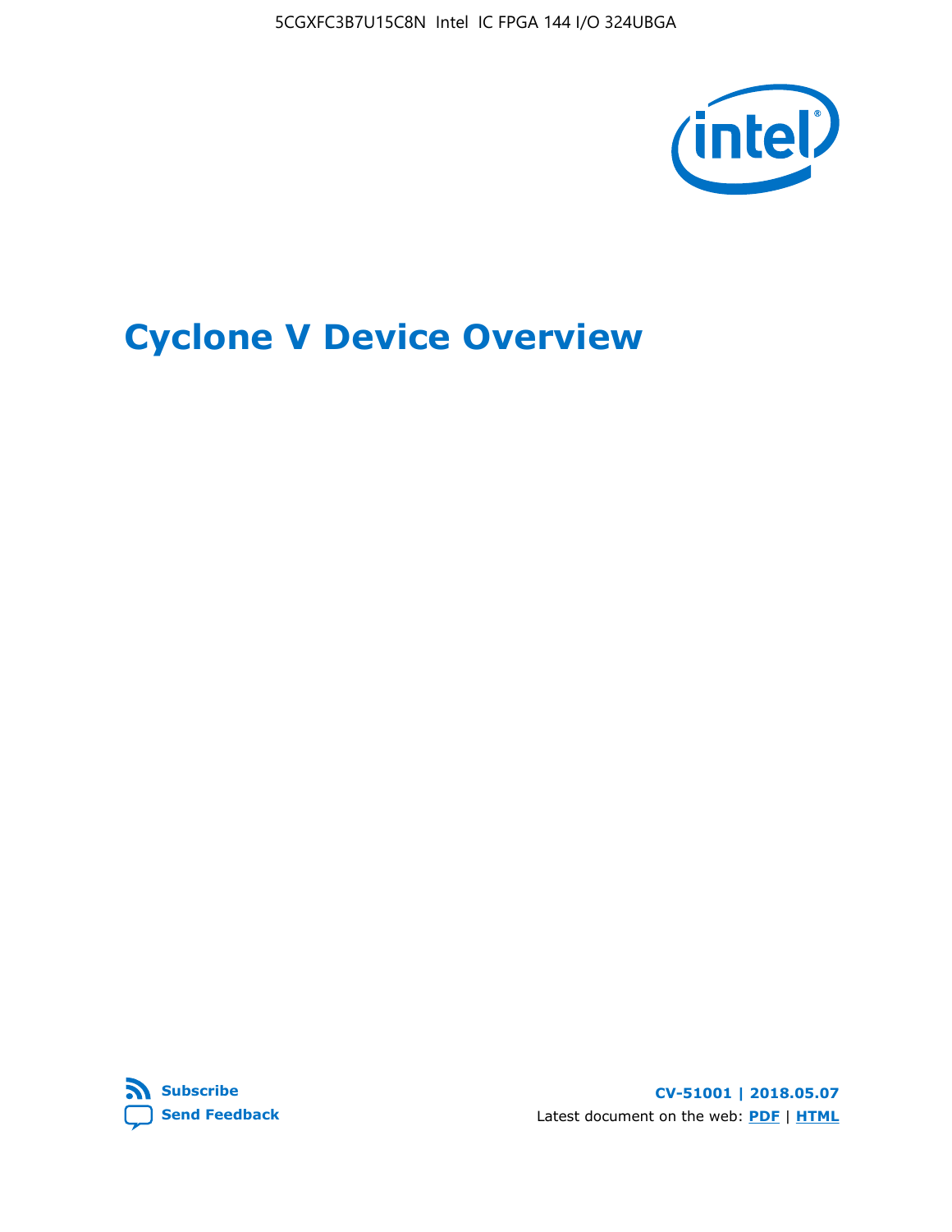# Cyclone V Device Overview

CV-51001 | 2018.05.07

Latest document on the web: **PDF** | **HTML**

**Subscribe**

**Send Feedback**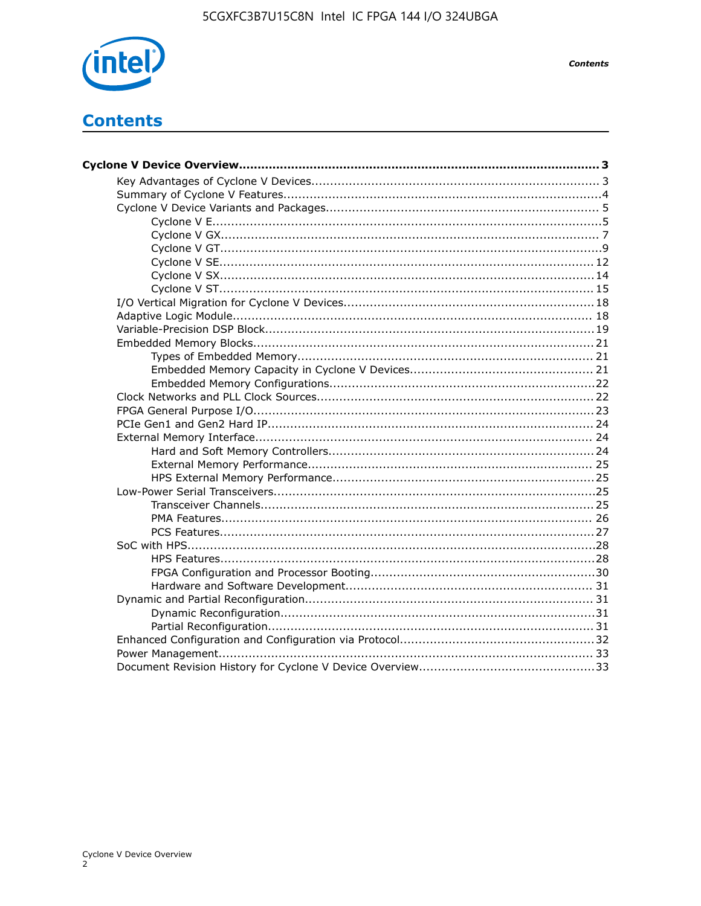# Contents

**Cyclone V Device Overview................................................................................................ 3**

- Key Advantages of Cyclone V Devices............................................................................ 3
- Summary of Cyclone V Features....................................................................................4
- Cyclone V Device Variants and Packages......................................................................... 5
    - Cyclone V E....................................................................................................... 5
    - Cyclone V GX..................................................................................................... 7
    - Cyclone V GT.....................................................................................................9
    - Cyclone V SE.................................................................................................... 12
    - Cyclone V SX.................................................................................................... 14
    - Cyclone V ST.................................................................................................... 15
- I/O Vertical Migration for Cyclone V Devices................................................................... 18
- Adaptive Logic Module................................................................................................ 18
- Variable-Precision DSP Block....................................................................................... 19
- Embedded Memory Blocks.......................................................................................... 21
    - Types of Embedded Memory.............................................................................. 21
    - Embedded Memory Capacity in Cyclone V Devices................................................. 21
    - Embedded Memory Configurations......................................................................22
- Clock Networks and PLL Clock Sources......................................................................... 22
- FPGA General Purpose I/O.......................................................................................... 23
- PCIe Gen1 and Gen2 Hard IP...................................................................................... 24
- External Memory Interface.......................................................................................... 24
    - Hard and Soft Memory Controllers......................................................................24
    - External Memory Performance........................................................................... 25
    - HPS External Memory Performance.....................................................................25
- Low-Power Serial Transceivers.....................................................................................25
    - Transceiver Channels........................................................................................ 25
    - PMA Features................................................................................................... 26
    - PCS Features....................................................................................................27
- SoC with HPS............................................................................................................28
    - HPS Features....................................................................................................28
    - FPGA Configuration and Processor Booting...........................................................30
    - Hardware and Software Development................................................................. 31
- Dynamic and Partial Reconfiguration............................................................................. 31
    - Dynamic Reconfiguration...................................................................................31
    - Partial Reconfiguration...................................................................................... 31
- Enhanced Configuration and Configuration via Protocol...................................................32
- Power Management................................................................................................... 33
- Document Revision History for Cyclone V Device Overview...............................................33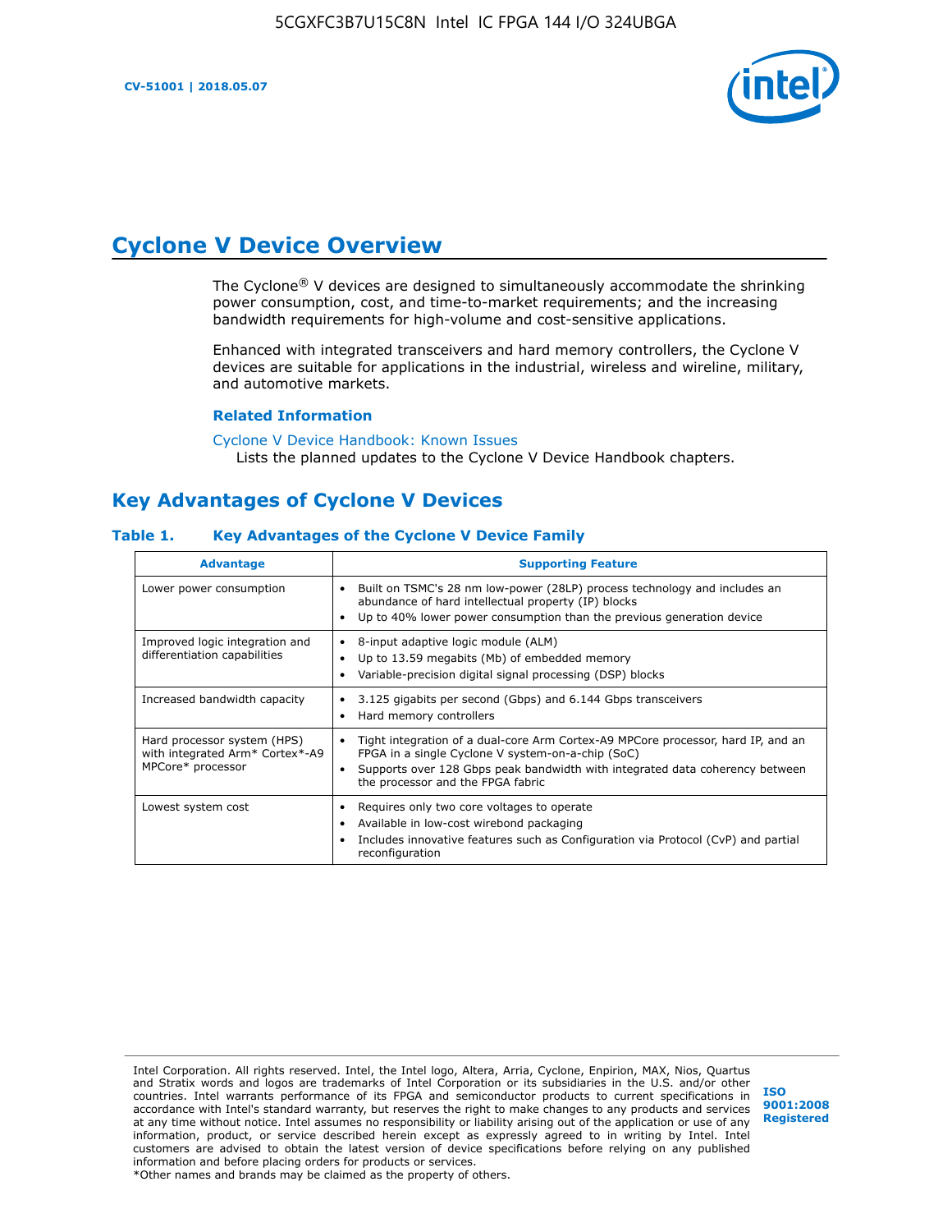# Cyclone V Device Overview

The Cyclone® V devices are designed to simultaneously accommodate the shrinking power consumption, cost, and time-to-market requirements; and the increasing bandwidth requirements for high-volume and cost-sensitive applications.

Enhanced with integrated transceivers and hard memory controllers, the Cyclone V devices are suitable for applications in the industrial, wireless and wireline, military, and automotive markets.

**Related Information**

Cyclone V Device Handbook: Known Issues
Lists the planned updates to the Cyclone V Device Handbook chapters.

## Key Advantages of Cyclone V Devices

### Table 1. Key Advantages of the Cyclone V Device Family

| Advantage | Supporting Feature |
| --- | --- |
| Lower power consumption | • Built on TSMC's 28 nm low-power (28LP) process technology and includes an abundance of hard intellectual property (IP) blocks<br>• Up to 40% lower power consumption than the previous generation device |
| Improved logic integration and differentiation capabilities | • 8-input adaptive logic module (ALM)<br>• Up to 13.59 megabits (Mb) of embedded memory<br>• Variable-precision digital signal processing (DSP) blocks |
| Increased bandwidth capacity | • 3.125 gigabits per second (Gbps) and 6.144 Gbps transceivers<br>• Hard memory controllers |
| Hard processor system (HPS) with integrated Arm* Cortex*-A9 MPCore* processor | • Tight integration of a dual-core Arm Cortex-A9 MPCore processor, hard IP, and an FPGA in a single Cyclone V system-on-a-chip (SoC)<br>• Supports over 128 Gbps peak bandwidth with integrated data coherency between the processor and the FPGA fabric |
| Lowest system cost | • Requires only two core voltages to operate<br>• Available in low-cost wirebond packaging<br>• Includes innovative features such as Configuration via Protocol (CvP) and partial reconfiguration |

Intel Corporation. All rights reserved. Intel, the Intel logo, Altera, Arria, Cyclone, Enpirion, MAX, Nios, Quartus and Stratix words and logos are trademarks of Intel Corporation or its subsidiaries in the U.S. and/or other countries. Intel warrants performance of its FPGA and semiconductor products to current specifications in accordance with Intel's standard warranty, but reserves the right to make changes to any products and services at any time without notice. Intel assumes no responsibility or liability arising out of the application or use of any information, product, or service described herein except as expressly agreed to in writing by Intel. Intel customers are advised to obtain the latest version of device specifications before relying on any published information and before placing orders for products or services.
*Other names and brands may be claimed as the property of others.

ISO 9001:2008 Registered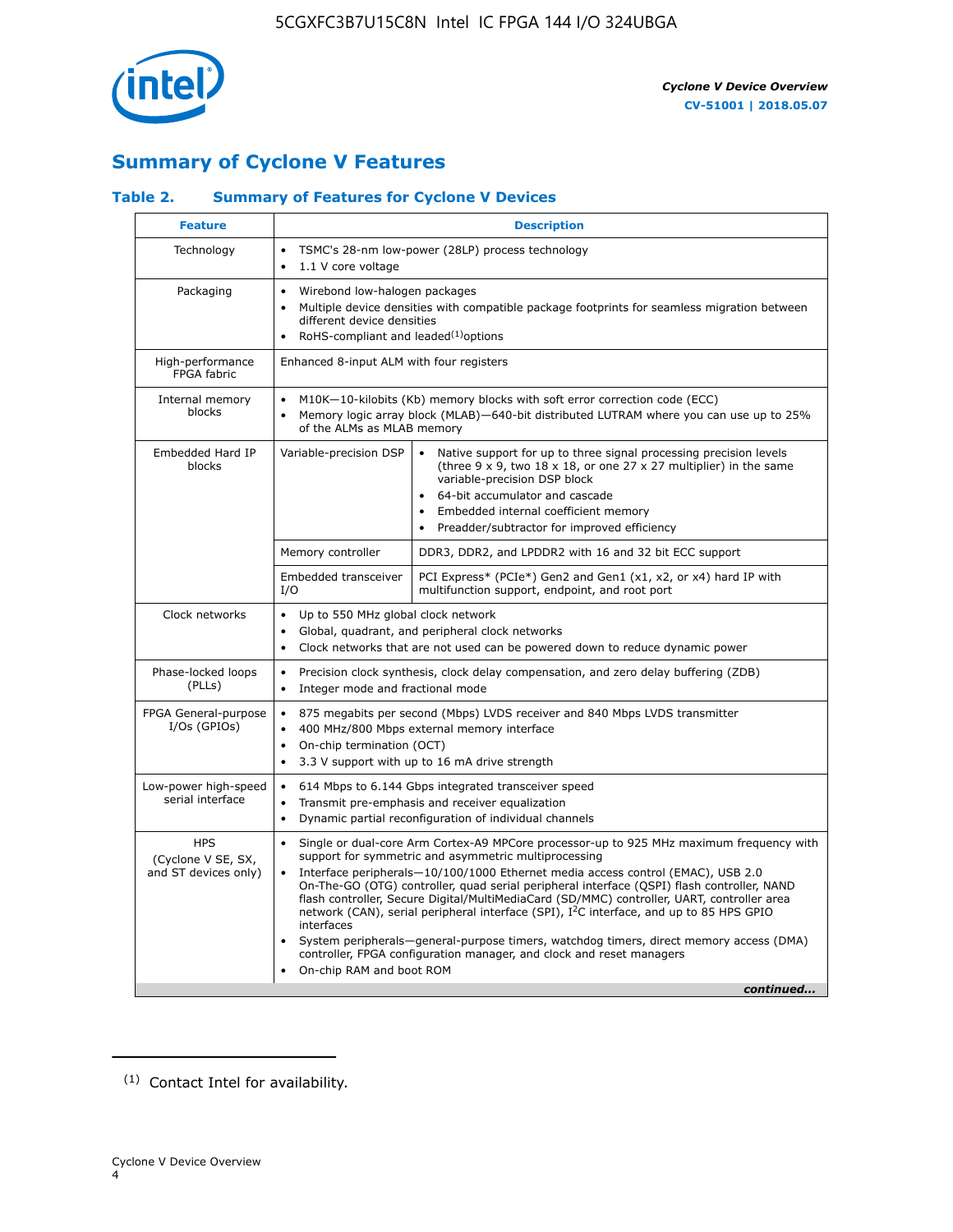## Summary of Cyclone V Features

### Table 2. Summary of Features for Cyclone V Devices

| Feature | Description | |
|---|---|---|
| Technology | • TSMC's 28-nm low-power (28LP) process technology<br>• 1.1 V core voltage | |
| Packaging | • Wirebond low-halogen packages<br>• Multiple device densities with compatible package footprints for seamless migration between different device densities<br>• RoHS-compliant and leaded[(1)] options | |
| High-performance FPGA fabric | Enhanced 8-input ALM with four registers | |
| Internal memory blocks | • M10K—10-kilobits (Kb) memory blocks with soft error correction code (ECC)<br>• Memory logic array block (MLAB)—640-bit distributed LUTRAM where you can use up to 25% of the ALMs as MLAB memory | |
| Embedded Hard IP blocks | Variable-precision DSP | • Native support for up to three signal processing precision levels (three 9 x 9, two 18 x 18, or one 27 x 27 multiplier) in the same variable-precision DSP block<br>• 64-bit accumulator and cascade<br>• Embedded internal coefficient memory<br>• Preadder/subtractor for improved efficiency |
| | Memory controller | DDR3, DDR2, and LPDDR2 with 16 and 32 bit ECC support |
| | Embedded transceiver I/O | PCI Express* (PCIe*) Gen2 and Gen1 (x1, x2, or x4) hard IP with multifunction support, endpoint, and root port |
| Clock networks | • Up to 550 MHz global clock network<br>• Global, quadrant, and peripheral clock networks<br>• Clock networks that are not used can be powered down to reduce dynamic power | |
| Phase-locked loops (PLLs) | • Precision clock synthesis, clock delay compensation, and zero delay buffering (ZDB)<br>• Integer mode and fractional mode | |
| FPGA General-purpose I/Os (GPIOs) | • 875 megabits per second (Mbps) LVDS receiver and 840 Mbps LVDS transmitter<br>• 400 MHz/800 Mbps external memory interface<br>• On-chip termination (OCT)<br>• 3.3 V support with up to 16 mA drive strength | |
| Low-power high-speed serial interface | • 614 Mbps to 6.144 Gbps integrated transceiver speed<br>• Transmit pre-emphasis and receiver equalization<br>• Dynamic partial reconfiguration of individual channels | |
| HPS (Cyclone V SE, SX, and ST devices only) | • Single or dual-core Arm Cortex-A9 MPCore processor-up to 925 MHz maximum frequency with support for symmetric and asymmetric multiprocessing<br>• Interface peripherals—10/100/1000 Ethernet media access control (EMAC), USB 2.0 On-The-GO (OTG) controller, quad serial peripheral interface (QSPI) flash controller, NAND flash controller, Secure Digital/MultiMediaCard (SD/MMC) controller, UART, controller area network (CAN), serial peripheral interface (SPI), I²C interface, and up to 85 HPS GPIO interfaces<br>• System peripherals—general-purpose timers, watchdog timers, direct memory access (DMA) controller, FPGA configuration manager, and clock and reset managers<br>• On-chip RAM and boot ROM | |

*continued...*

(1) Contact Intel for availability.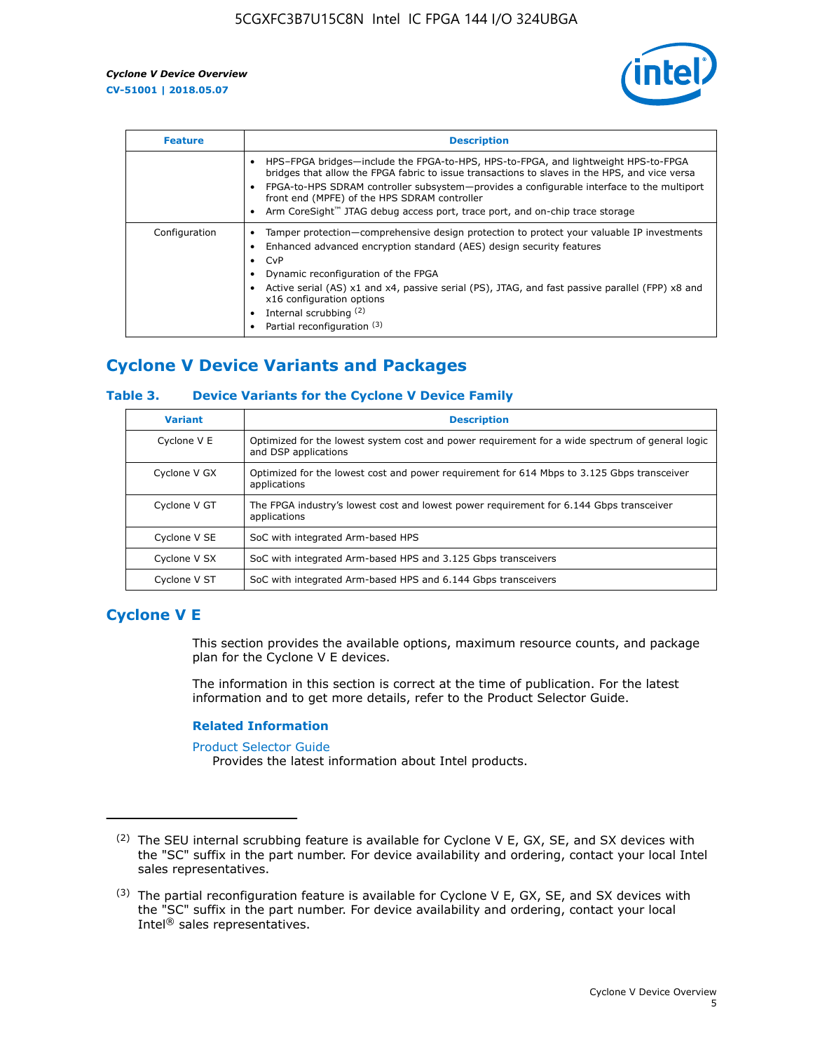| Feature | Description |
| --- | --- |
| | • HPS–FPGA bridges—include the FPGA-to-HPS, HPS-to-FPGA, and lightweight HPS-to-FPGA bridges that allow the FPGA fabric to issue transactions to slaves in the HPS, and vice versa<br>• FPGA-to-HPS SDRAM controller subsystem—provides a configurable interface to the multiport front end (MPFE) of the HPS SDRAM controller<br>• Arm CoreSight™ JTAG debug access port, trace port, and on-chip trace storage |
| Configuration | • Tamper protection—comprehensive design protection to protect your valuable IP investments<br>• Enhanced advanced encryption standard (AES) design security features<br>• CvP<br>• Dynamic reconfiguration of the FPGA<br>• Active serial (AS) x1 and x4, passive serial (PS), JTAG, and fast passive parallel (FPP) x8 and x16 configuration options<br>• Internal scrubbing (2)<br>• Partial reconfiguration (3) |

## Cyclone V Device Variants and Packages

### Table 3. Device Variants for the Cyclone V Device Family

| Variant | Description |
| --- | --- |
| Cyclone V E | Optimized for the lowest system cost and power requirement for a wide spectrum of general logic and DSP applications |
| Cyclone V GX | Optimized for the lowest cost and power requirement for 614 Mbps to 3.125 Gbps transceiver applications |
| Cyclone V GT | The FPGA industry's lowest cost and lowest power requirement for 6.144 Gbps transceiver applications |
| Cyclone V SE | SoC with integrated Arm-based HPS |
| Cyclone V SX | SoC with integrated Arm-based HPS and 3.125 Gbps transceivers |
| Cyclone V ST | SoC with integrated Arm-based HPS and 6.144 Gbps transceivers |

## Cyclone V E

This section provides the available options, maximum resource counts, and package plan for the Cyclone V E devices.

The information in this section is correct at the time of publication. For the latest information and to get more details, refer to the Product Selector Guide.

#### Related Information

Product Selector Guide
Provides the latest information about Intel products.

(2) The SEU internal scrubbing feature is available for Cyclone V E, GX, SE, and SX devices with the "SC" suffix in the part number. For device availability and ordering, contact your local Intel sales representatives.

(3) The partial reconfiguration feature is available for Cyclone V E, GX, SE, and SX devices with the "SC" suffix in the part number. For device availability and ordering, contact your local Intel® sales representatives.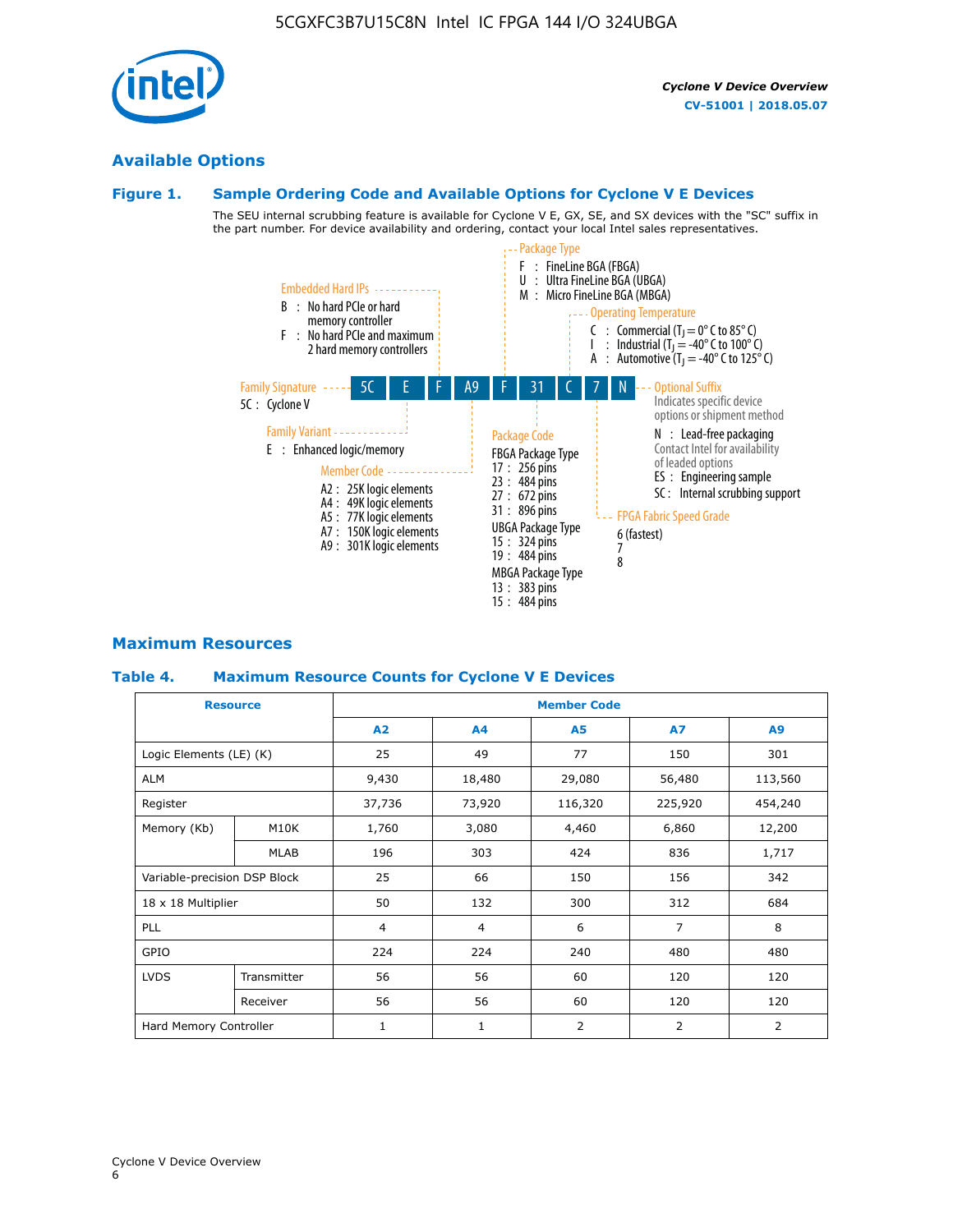## Available Options

### Figure 1. Sample Ordering Code and Available Options for Cyclone V E Devices

The SEU internal scrubbing feature is available for Cyclone V E, GX, SE, and SX devices with the "SC" suffix in the part number. For device availability and ordering, contact your local Intel sales representatives.

**Sample ordering code:** 5C E F A9 F 31 C 7 N

**Family Signature**
- 5C : Cyclone V

**Family Variant**
- E : Enhanced logic/memory

**Embedded Hard IPs**
- B : No hard PCIe or hard memory controller
- F : No hard PCIe and maximum 2 hard memory controllers

**Member Code**
- A2 : 25K logic elements
- A4 : 49K logic elements
- A5 : 77K logic elements
- A7 : 150K logic elements
- A9 : 301K logic elements

**Package Type**
- F : FineLine BGA (FBGA)
- U : Ultra FineLine BGA (UBGA)
- M : Micro FineLine BGA (MBGA)

**Package Code**

FBGA Package Type
- 17 : 256 pins
- 23 : 484 pins
- 27 : 672 pins
- 31 : 896 pins

UBGA Package Type
- 15 : 324 pins
- 19 : 484 pins

MBGA Package Type
- 13 : 383 pins
- 15 : 484 pins

**Operating Temperature**
- C : Commercial ($T_J$ = 0° C to 85° C)
- I : Industrial ($T_J$ = -40° C to 100° C)
- A : Automotive ($T_J$ = -40° C to 125° C)

**FPGA Fabric Speed Grade**
- 6 (fastest)
- 7
- 8

**Optional Suffix**

Indicates specific device options or shipment method
- N : Lead-free packaging
  Contact Intel for availability of leaded options
- ES : Engineering sample
- SC : Internal scrubbing support

## Maximum Resources

### Table 4. Maximum Resource Counts for Cyclone V E Devices

| Resource | | Member Code | | | | |
|---|---|---|---|---|---|---|
| | | A2 | A4 | A5 | A7 | A9 |
| Logic Elements (LE) (K) | | 25 | 49 | 77 | 150 | 301 |
| ALM | | 9,430 | 18,480 | 29,080 | 56,480 | 113,560 |
| Register | | 37,736 | 73,920 | 116,320 | 225,920 | 454,240 |
| Memory (Kb) | M10K | 1,760 | 3,080 | 4,460 | 6,860 | 12,200 |
| | MLAB | 196 | 303 | 424 | 836 | 1,717 |
| Variable-precision DSP Block | | 25 | 66 | 150 | 156 | 342 |
| 18 x 18 Multiplier | | 50 | 132 | 300 | 312 | 684 |
| PLL | | 4 | 4 | 6 | 7 | 8 |
| GPIO | | 224 | 224 | 240 | 480 | 480 |
| LVDS | Transmitter | 56 | 56 | 60 | 120 | 120 |
| | Receiver | 56 | 56 | 60 | 120 | 120 |
| Hard Memory Controller | | 1 | 1 | 2 | 2 | 2 |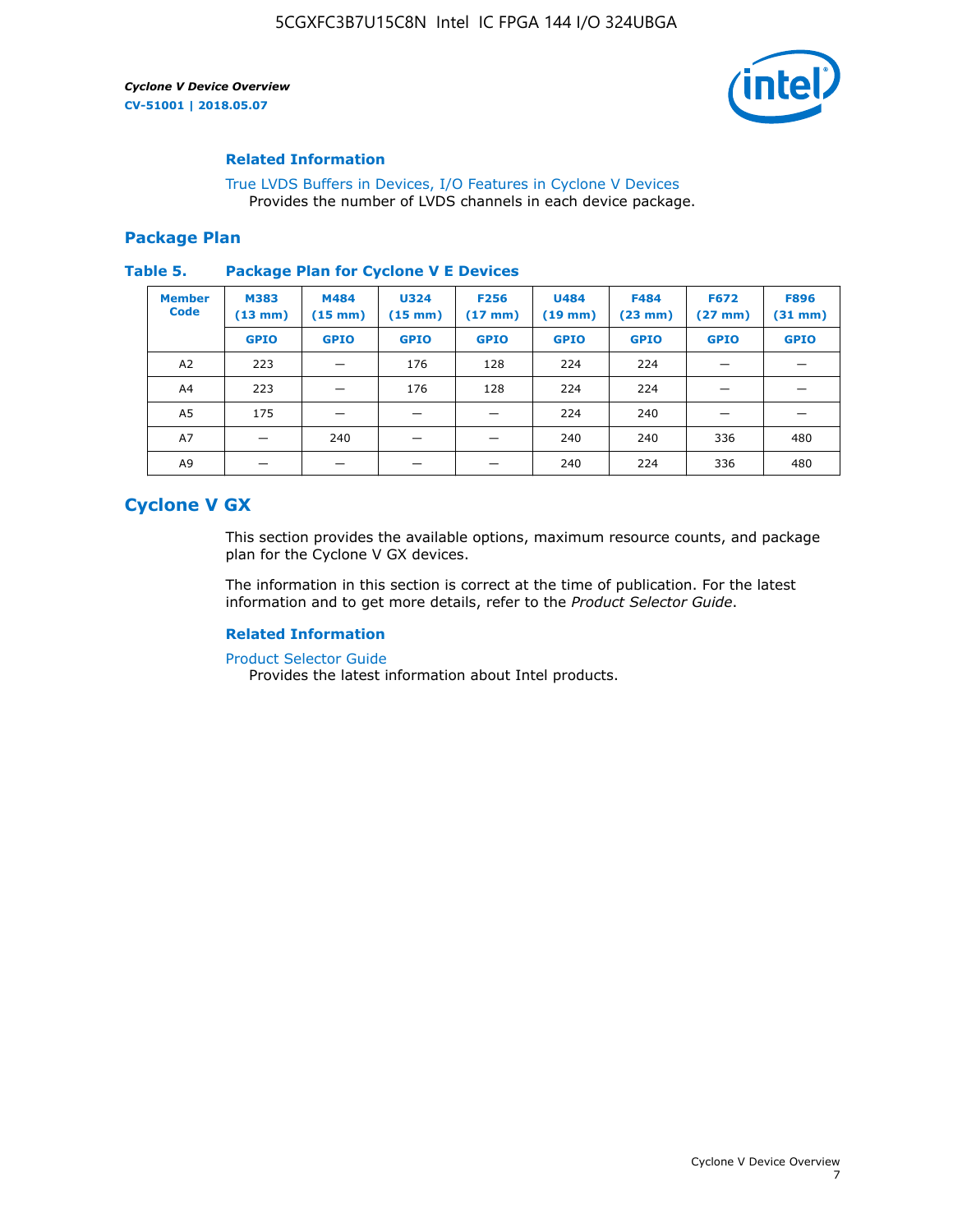### Related Information

True LVDS Buffers in Devices, I/O Features in Cyclone V Devices
Provides the number of LVDS channels in each device package.

## Package Plan

**Table 5. Package Plan for Cyclone V E Devices**

| Member Code | M383 (13 mm) | M484 (15 mm) | U324 (15 mm) | F256 (17 mm) | U484 (19 mm) | F484 (23 mm) | F672 (27 mm) | F896 (31 mm) |
|---|---|---|---|---|---|---|---|---|
| | GPIO | GPIO | GPIO | GPIO | GPIO | GPIO | GPIO | GPIO |
| A2 | 223 | — | 176 | 128 | 224 | 224 | — | — |
| A4 | 223 | — | 176 | 128 | 224 | 224 | — | — |
| A5 | 175 | — | — | — | 224 | 240 | — | — |
| A7 | — | 240 | — | — | 240 | 240 | 336 | 480 |
| A9 | — | — | — | — | 240 | 224 | 336 | 480 |

# Cyclone V GX

This section provides the available options, maximum resource counts, and package plan for the Cyclone V GX devices.

The information in this section is correct at the time of publication. For the latest information and to get more details, refer to the *Product Selector Guide*.

### Related Information

Product Selector Guide
Provides the latest information about Intel products.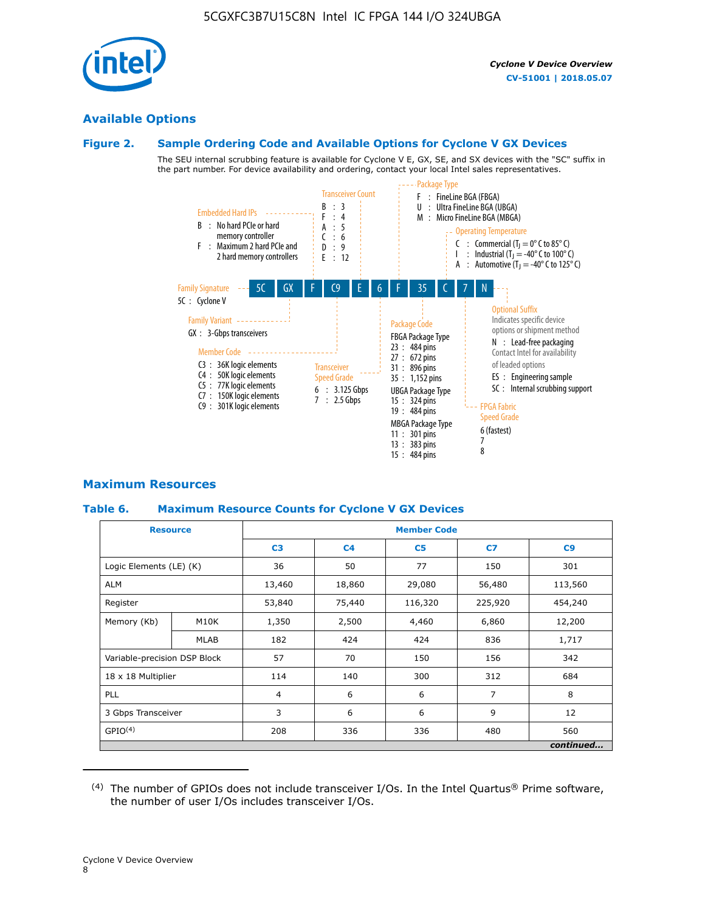## Available Options

### Figure 2. Sample Ordering Code and Available Options for Cyclone V GX Devices

The SEU internal scrubbing feature is available for Cyclone V E, GX, SE, and SX devices with the "SC" suffix in the part number. For device availability and ordering, contact your local Intel sales representatives.

**5C GX F C9 E 6 F 35 C 7 N**

**Family Signature**
- 5C : Cyclone V

**Family Variant**
- GX : 3-Gbps transceivers

**Embedded Hard IPs**
- B : No hard PCIe or hard memory controller
- F : Maximum 2 hard PCIe and 2 hard memory controllers

**Member Code**
- C3 : 36K logic elements
- C4 : 50K logic elements
- C5 : 77K logic elements
- C7 : 150K logic elements
- C9 : 301K logic elements

**Transceiver Count**
- B : 3
- F : 4
- A : 5
- C : 6
- D : 9
- E : 12

**Transceiver Speed Grade**
- 6 : 3.125 Gbps
- 7 : 2.5 Gbps

**Package Type**
- F : FineLine BGA (FBGA)
- U : Ultra FineLine BGA (UBGA)
- M : Micro FineLine BGA (MBGA)

**Package Code**

FBGA Package Type
- 23 : 484 pins
- 27 : 672 pins
- 31 : 896 pins
- 35 : 1,152 pins

UBGA Package Type
- 15 : 324 pins
- 19 : 484 pins

MBGA Package Type
- 11 : 301 pins
- 13 : 383 pins
- 15 : 484 pins

**Operating Temperature**
- C : Commercial ($T_J$ = 0° C to 85° C)
- I : Industrial ($T_J$ = -40° C to 100° C)
- A : Automotive ($T_J$ = -40° C to 125° C)

**FPGA Fabric Speed Grade**
- 6 (fastest)
- 7
- 8

**Optional Suffix**

Indicates specific device options or shipment method
- N : Lead-free packaging
  Contact Intel for availability of leaded options
- ES : Engineering sample
- SC : Internal scrubbing support

## Maximum Resources

### Table 6. Maximum Resource Counts for Cyclone V GX Devices

| Resource | | Member Code | | | | |
|---|---|---|---|---|---|---|
| | | C3 | C4 | C5 | C7 | C9 |
| Logic Elements (LE) (K) | | 36 | 50 | 77 | 150 | 301 |
| ALM | | 13,460 | 18,860 | 29,080 | 56,480 | 113,560 |
| Register | | 53,840 | 75,440 | 116,320 | 225,920 | 454,240 |
| Memory (Kb) | M10K | 1,350 | 2,500 | 4,460 | 6,860 | 12,200 |
| | MLAB | 182 | 424 | 424 | 836 | 1,717 |
| Variable-precision DSP Block | | 57 | 70 | 150 | 156 | 342 |
| 18 x 18 Multiplier | | 114 | 140 | 300 | 312 | 684 |
| PLL | | 4 | 6 | 6 | 7 | 8 |
| 3 Gbps Transceiver | | 3 | 6 | 6 | 9 | 12 |
| GPIO[4] | | 208 | 336 | 336 | 480 | 560 |

*continued...*

(4) The number of GPIOs does not include transceiver I/Os. In the Intel Quartus® Prime software, the number of user I/Os includes transceiver I/Os.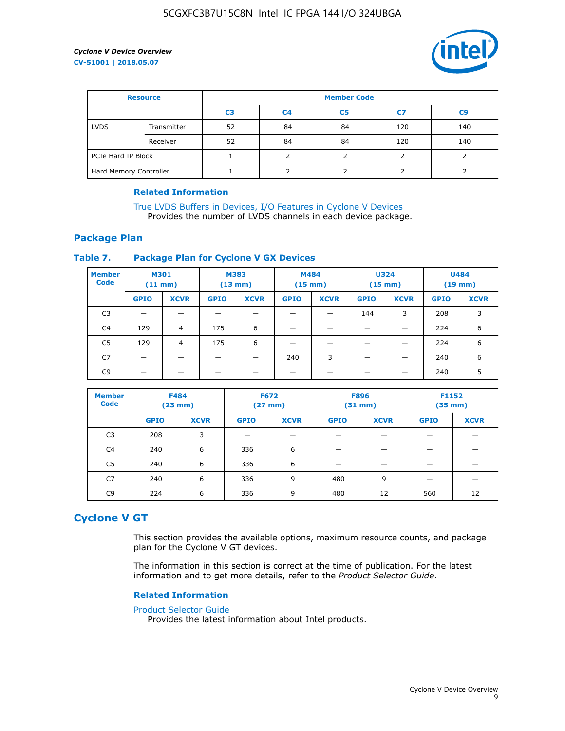| Resource | | Member Code | | | | |
|---|---|---|---|---|---|---|
| | | C3 | C4 | C5 | C7 | C9 |
| LVDS | Transmitter | 52 | 84 | 84 | 120 | 140 |
| | Receiver | 52 | 84 | 84 | 120 | 140 |
| PCIe Hard IP Block | | 1 | 2 | 2 | 2 | 2 |
| Hard Memory Controller | | 1 | 2 | 2 | 2 | 2 |

### Related Information

True LVDS Buffers in Devices, I/O Features in Cyclone V Devices
Provides the number of LVDS channels in each device package.

## Package Plan

### Table 7. Package Plan for Cyclone V GX Devices

| Member Code | M301 (11 mm) | | M383 (13 mm) | | M484 (15 mm) | | U324 (15 mm) | | U484 (19 mm) | |
|---|---|---|---|---|---|---|---|---|---|---|
| | GPIO | XCVR | GPIO | XCVR | GPIO | XCVR | GPIO | XCVR | GPIO | XCVR |
| C3 | — | — | — | — | — | — | 144 | 3 | 208 | 3 |
| C4 | 129 | 4 | 175 | 6 | — | — | — | — | 224 | 6 |
| C5 | 129 | 4 | 175 | 6 | — | — | — | — | 224 | 6 |
| C7 | — | — | — | — | 240 | 3 | — | — | 240 | 6 |
| C9 | — | — | — | — | — | — | — | — | 240 | 5 |

| Member Code | F484 (23 mm) | | F672 (27 mm) | | F896 (31 mm) | | F1152 (35 mm) | |
|---|---|---|---|---|---|---|---|---|
| | GPIO | XCVR | GPIO | XCVR | GPIO | XCVR | GPIO | XCVR |
| C3 | 208 | 3 | — | — | — | — | — | — |
| C4 | 240 | 6 | 336 | 6 | — | — | — | — |
| C5 | 240 | 6 | 336 | 6 | — | — | — | — |
| C7 | 240 | 6 | 336 | 9 | 480 | 9 | — | — |
| C9 | 224 | 6 | 336 | 9 | 480 | 12 | 560 | 12 |

# Cyclone V GT

This section provides the available options, maximum resource counts, and package plan for the Cyclone V GT devices.

The information in this section is correct at the time of publication. For the latest information and to get more details, refer to the *Product Selector Guide*.

### Related Information

Product Selector Guide
Provides the latest information about Intel products.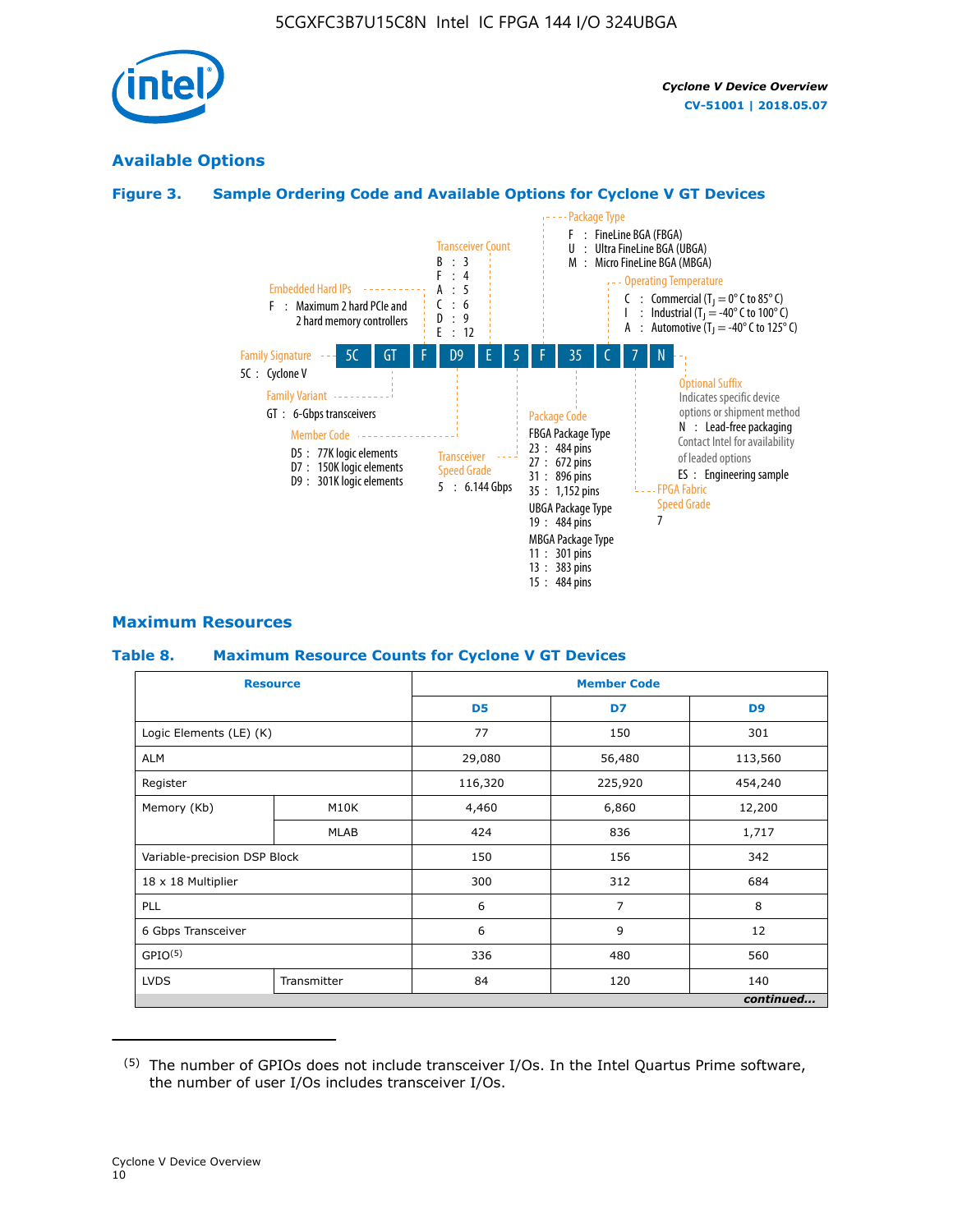## Available Options

### Figure 3. Sample Ordering Code and Available Options for Cycline V GT Devices

5C GT F D9 E 5 F 35 C 7 N

- **Family Signature**
  - 5C : Cyclone V
- **Family Variant**
  - GT : 6-Gbps transceivers
- **Embedded Hard IPs**
  - F : Maximum 2 hard PCIe and 2 hard memory controllers
- **Member Code**
  - D5 : 77K logic elements
  - D7 : 150K logic elements
  - D9 : 301K logic elements
- **Transceiver Count**
  - B : 3
  - F : 4
  - A : 5
  - C : 6
  - D : 9
  - E : 12
- **Transceiver Speed Grade**
  - 5 : 6.144 Gbps
- **Package Type**
  - F : FineLine BGA (FBGA)
  - U : Ultra FineLine BGA (UBGA)
  - M : Micro FineLine BGA (MBGA)
- **Package Code**
  - FBGA Package Type
    - 23 : 484 pins
    - 27 : 672 pins
    - 31 : 896 pins
    - 35 : 1,152 pins
  - UBGA Package Type
    - 19 : 484 pins
  - MBGA Package Type
    - 11 : 301 pins
    - 13 : 383 pins
    - 15 : 484 pins
- **Operating Temperature**
  - C : Commercial ($T_J$ = 0° C to 85° C)
  - I : Industrial ($T_J$ = -40° C to 100° C)
  - A : Automotive ($T_J$ = -40° C to 125° C)
- **FPGA Fabric Speed Grade**
  - 7
- **Optional Suffix**
  - Indicates specific device options or shipment method
  - N : Lead-free packaging
  - Contact Intel for availability of leaded options
  - ES : Engineering sample

## Maximum Resources

### Table 8. Maximum Resource Counts for Cyclone V GT Devices

| Resource | | Member Code | | |
|---|---|---|---|---|
| | | D5 | D7 | D9 |
| Logic Elements (LE) (K) | | 77 | 150 | 301 |
| ALM | | 29,080 | 56,480 | 113,560 |
| Register | | 116,320 | 225,920 | 454,240 |
| Memory (Kb) | M10K | 4,460 | 6,860 | 12,200 |
| | MLAB | 424 | 836 | 1,717 |
| Variable-precision DSP Block | | 150 | 156 | 342 |
| 18 x 18 Multiplier | | 300 | 312 | 684 |
| PLL | | 6 | 7 | 8 |
| 6 Gbps Transceiver | | 6 | 9 | 12 |
| GPIO[5] | | 336 | 480 | 560 |
| LVDS | Transmitter | 84 | 120 | 140 |

*continued...*

(5) The number of GPIOs does not include transceiver I/Os. In the Intel Quartus Prime software, the number of user I/Os includes transceiver I/Os.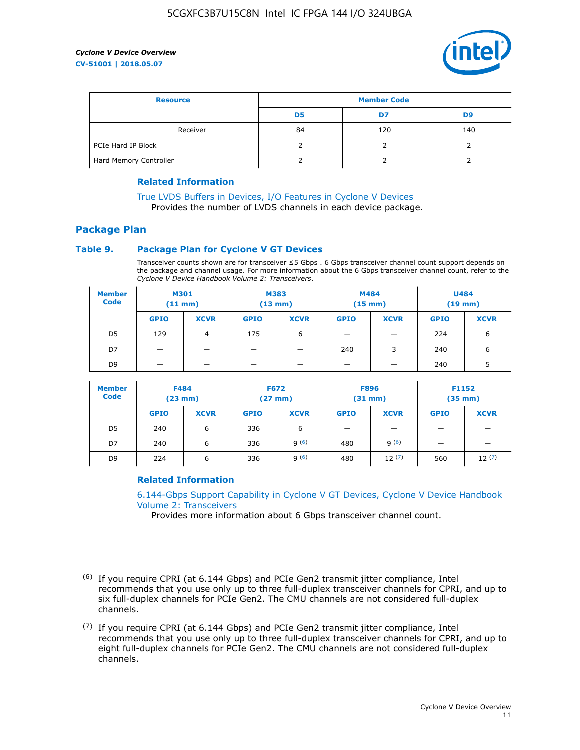| Resource | | Member Code | | |
|---|---|---|---|---|
| | | D5 | D7 | D9 |
| | Receiver | 84 | 120 | 140 |
| PCIe Hard IP Block | | 2 | 2 | 2 |
| Hard Memory Controller | | 2 | 2 | 2 |

### Related Information

True LVDS Buffers in Devices, I/O Features in Cyclone V Devices
Provides the number of LVDS channels in each device package.

## Package Plan

### Table 9. Package Plan for Cyclone V GT Devices

Transceiver counts shown are for transceiver ≤5 Gbps . 6 Gbps transceiver channel count support depends on the package and channel usage. For more information about the 6 Gbps transceiver channel count, refer to the *Cyclone V Device Handbook Volume 2: Transceivers*.

| Member Code | M301 (11 mm) | | M383 (13 mm) | | M484 (15 mm) | | U484 (19 mm) | |
|---|---|---|---|---|---|---|---|---|
| | GPIO | XCVR | GPIO | XCVR | GPIO | XCVR | GPIO | XCVR |
| D5 | 129 | 4 | 175 | 6 | — | — | 224 | 6 |
| D7 | — | — | — | — | 240 | 3 | 240 | 6 |
| D9 | — | — | — | — | — | — | 240 | 5 |

| Member Code | F484 (23 mm) | | F672 (27 mm) | | F896 (31 mm) | | F1152 (35 mm) | |
|---|---|---|---|---|---|---|---|---|
| | GPIO | XCVR | GPIO | XCVR | GPIO | XCVR | GPIO | XCVR |
| D5 | 240 | 6 | 336 | 6 | — | — | — | — |
| D7 | 240 | 6 | 336 | 9 (6) | 480 | 9 (6) | — | — |
| D9 | 224 | 6 | 336 | 9 (6) | 480 | 12 (7) | 560 | 12 (7) |

### Related Information

6.144-Gbps Support Capability in Cyclone V GT Devices, Cyclone V Device Handbook Volume 2: Transceivers
Provides more information about 6 Gbps transceiver channel count.

---

(6) If you require CPRI (at 6.144 Gbps) and PCIe Gen2 transmit jitter compliance, Intel recommends that you use only up to three full-duplex transceiver channels for CPRI, and up to six full-duplex channels for PCIe Gen2. The CMU channels are not considered full-duplex channels.

(7) If you require CPRI (at 6.144 Gbps) and PCIe Gen2 transmit jitter compliance, Intel recommends that you use only up to three full-duplex transceiver channels for CPRI, and up to eight full-duplex channels for PCIe Gen2. The CMU channels are not considered full-duplex channels.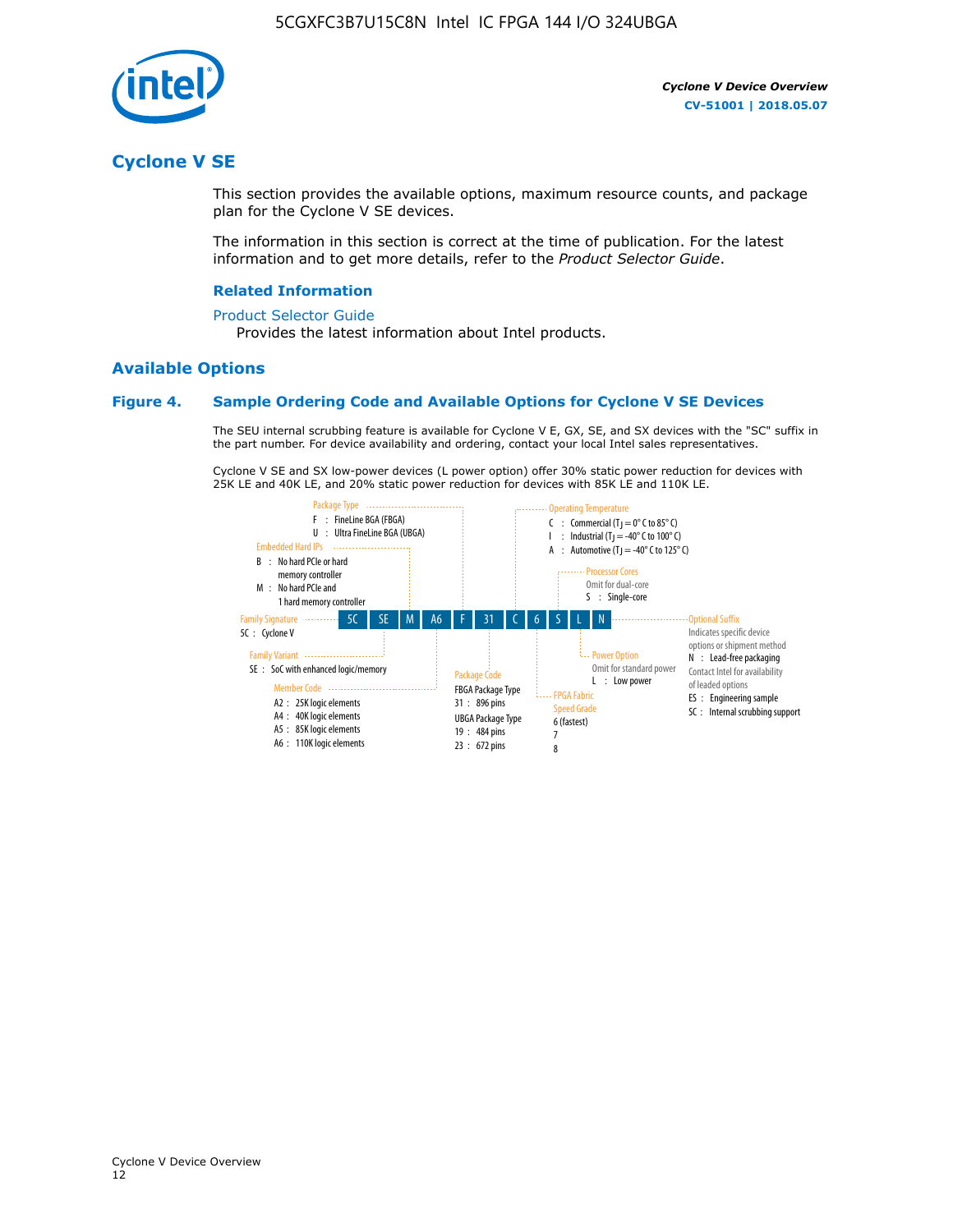## Cyclone V SE

This section provides the available options, maximum resource counts, and package plan for the Cyclone V SE devices.

The information in this section is correct at the time of publication. For the latest information and to get more details, refer to the *Product Selector Guide*.

### Related Information

Product Selector Guide

Provides the latest information about Intel products.

## Available Options

### Figure 4. Sample Ordering Code and Available Options for Cyclone V SE Devices

The SEU internal scrubbing feature is available for Cyclone V E, GX, SE, and SX devices with the "SC" suffix in the part number. For device availability and ordering, contact your local Intel sales representatives.

Cyclone V SE and SX low-power devices (L power option) offer 30% static power reduction for devices with 25K LE and 40K LE, and 20% static power reduction for devices with 85K LE and 110K LE.

5C SE M A6 F 31 C 6 S L N

- **Family Signature**
  - 5C : Cyclone V
- **Family Variant**
  - SE : SoC with enhanced logic/memory
- **Embedded Hard IPs**
  - B : No hard PCIe or hard memory controller
  - M : No hard PCIe and 1 hard memory controller
- **Member Code**
  - A2 : 25K logic elements
  - A4 : 40K logic elements
  - A5 : 85K logic elements
  - A6 : 110K logic elements
- **Package Type**
  - F : FineLine BGA (FBGA)
  - U : Ultra FineLine BGA (UBGA)
- **Package Code**
  - FBGA Package Type
    - 31 : 896 pins
  - UBGA Package Type
    - 19 : 484 pins
    - 23 : 672 pins
- **Operating Temperature**
  - C : Commercial ($T_J$ = 0° C to 85° C)
  - I : Industrial ($T_J$ = -40° C to 100° C)
  - A : Automotive ($T_J$ = -40° C to 125° C)
- **FPGA Fabric Speed Grade**
  - 6 (fastest)
  - 7
  - 8
- **Processor Cores**
  - Omit for dual-core
  - S : Single-core
- **Power Option**
  - Omit for standard power
  - L : Low power
- **Optional Suffix**
  - Indicates specific device options or shipment method
  - N : Lead-free packaging
  - Contact Intel for availability of leaded options
  - ES : Engineering sample
  - SC : Internal scrubbing support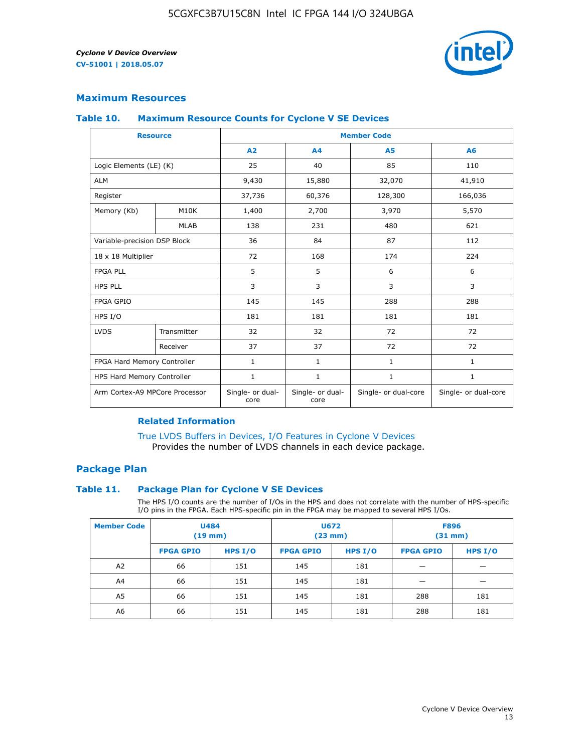## Maximum Resources

### Table 10. Maximum Resource Counts for Cyclone V SE Devices

| Resource | | Member Code | | | |
|---|---|---|---|---|---|
| | | A2 | A4 | A5 | A6 |
| Logic Elements (LE) (K) | | 25 | 40 | 85 | 110 |
| ALM | | 9,430 | 15,880 | 32,070 | 41,910 |
| Register | | 37,736 | 60,376 | 128,300 | 166,036 |
| Memory (Kb) | M10K | 1,400 | 2,700 | 3,970 | 5,570 |
| | MLAB | 138 | 231 | 480 | 621 |
| Variable-precision DSP Block | | 36 | 84 | 87 | 112 |
| 18 x 18 Multiplier | | 72 | 168 | 174 | 224 |
| FPGA PLL | | 5 | 5 | 6 | 6 |
| HPS PLL | | 3 | 3 | 3 | 3 |
| FPGA GPIO | | 145 | 145 | 288 | 288 |
| HPS I/O | | 181 | 181 | 181 | 181 |
| LVDS | Transmitter | 32 | 32 | 72 | 72 |
| | Receiver | 37 | 37 | 72 | 72 |
| FPGA Hard Memory Controller | | 1 | 1 | 1 | 1 |
| HPS Hard Memory Controller | | 1 | 1 | 1 | 1 |
| Arm Cortex-A9 MPCore Processor | | Single- or dual-core | Single- or dual-core | Single- or dual-core | Single- or dual-core |

#### Related Information

True LVDS Buffers in Devices, I/O Features in Cyclone V Devices
Provides the number of LVDS channels in each device package.

## Package Plan

### Table 11. Package Plan for Cyclone V SE Devices

The HPS I/O counts are the number of I/Os in the HPS and does not correlate with the number of HPS-specific I/O pins in the FPGA. Each HPS-specific pin in the FPGA may be mapped to several HPS I/Os.

| Member Code | U484 (19 mm) | | U672 (23 mm) | | F896 (31 mm) | |
|---|---|---|---|---|---|---|
| | FPGA GPIO | HPS I/O | FPGA GPIO | HPS I/O | FPGA GPIO | HPS I/O |
| A2 | 66 | 151 | 145 | 181 | — | — |
| A4 | 66 | 151 | 145 | 181 | — | — |
| A5 | 66 | 151 | 145 | 181 | 288 | 181 |
| A6 | 66 | 151 | 145 | 181 | 288 | 181 |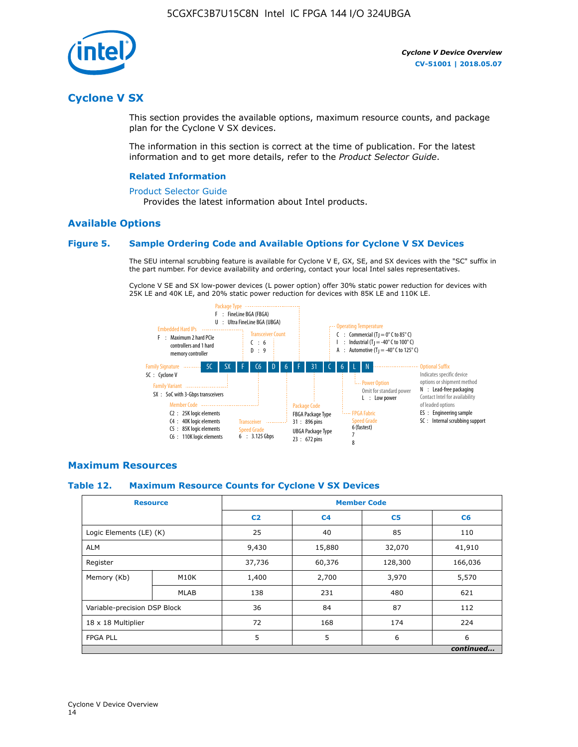# Cyclone V SX

This section provides the available options, maximum resource counts, and package plan for the Cyclone V SX devices.

The information in this section is correct at the time of publication. For the latest information and to get more details, refer to the *Product Selector Guide*.

### Related Information

Product Selector Guide

Provides the latest information about Intel products.

## Available Options

### Figure 5. Sample Ordering Code and Available Options for Cyclone V SX Devices

The SEU internal scrubbing feature is available for Cyclone V E, GX, SE, and SX devices with the "SC" suffix in the part number. For device availability and ordering, contact your local Intel sales representatives.

Cyclone V SE and SX low-power devices (L power option) offer 30% static power reduction for devices with 25K LE and 40K LE, and 20% static power reduction for devices with 85K LE and 110K LE.

Sample ordering code: 5C SX F C6 D 6 F 31 C 6 L N

- **Family Signature**
  - 5C : Cyclone V
- **Family Variant**
  - SX : SoC with 3-Gbps transceivers
- **Embedded Hard IPs**
  - F : Maximum 2 hard PCIe controllers and 1 hard memory controller
- **Member Code**
  - C2 : 25K logic elements
  - C4 : 40K logic elements
  - C5 : 85K logic elements
  - C6 : 110K logic elements
- **Transceiver Count**
  - C : 6
  - D : 9
- **Transceiver Speed Grade**
  - 6 : 3.125 Gbps
- **Package Type**
  - F : FineLine BGA (FBGA)
  - U : Ultra FineLine BGA (UBGA)
- **Package Code**
  - FBGA Package Type
    - 31 : 896 pins
  - UBGA Package Type
    - 23 : 672 pins
- **Operating Temperature**
  - C : Commercial ($T_J$ = 0° C to 85° C)
  - I : Industrial ($T_J$ = -40° C to 100° C)
  - A : Automotive ($T_J$ = -40° C to 125° C)
- **FPGA Fabric Speed Grade**
  - 6 (fastest)
  - 7
  - 8
- **Power Option**
  - Omit for standard power
  - L : Low power
- **Optional Suffix**
  - Indicates specific device options or shipment method
  - N : Lead-free packaging
  - Contact Intel for availability of leaded options
  - ES : Engineering sample
  - SC : Internal scrubbing support

## Maximum Resources

### Table 12. Maximum Resource Counts for Cyclone V SX Devices

| Resource | | Member Code | | | |
|---|---|---|---|---|---|
| | | C2 | C4 | C5 | C6 |
| Logic Elements (LE) (K) | | 25 | 40 | 85 | 110 |
| ALM | | 9,430 | 15,880 | 32,070 | 41,910 |
| Register | | 37,736 | 60,376 | 128,300 | 166,036 |
| Memory (Kb) | M10K | 1,400 | 2,700 | 3,970 | 5,570 |
| | MLAB | 138 | 231 | 480 | 621 |
| Variable-precision DSP Block | | 36 | 84 | 87 | 112 |
| 18 x 18 Multiplier | | 72 | 168 | 174 | 224 |
| FPGA PLL | | 5 | 5 | 6 | 6 |

*continued...*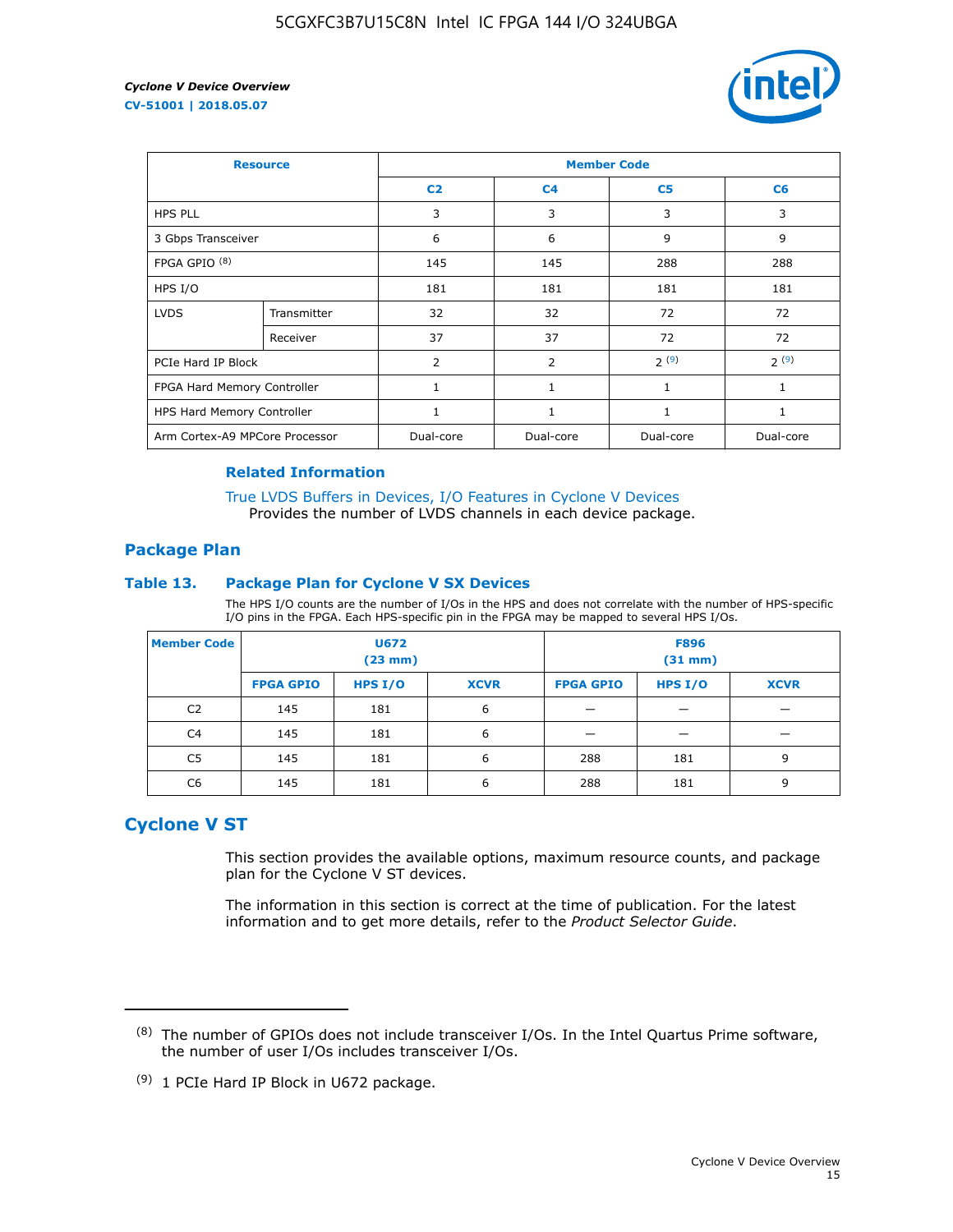| Resource | | Member Code | | | |
|---|---|---|---|---|---|
| | | C2 | C4 | C5 | C6 |
| HPS PLL | | 3 | 3 | 3 | 3 |
| 3 Gbps Transceiver | | 6 | 6 | 9 | 9 |
| FPGA GPIO [8] | | 145 | 145 | 288 | 288 |
| HPS I/O | | 181 | 181 | 181 | 181 |
| LVDS | Transmitter | 32 | 32 | 72 | 72 |
| | Receiver | 37 | 37 | 72 | 72 |
| PCIe Hard IP Block | | 2 | 2 | 2 [9] | 2 [9] |
| FPGA Hard Memory Controller | | 1 | 1 | 1 | 1 |
| HPS Hard Memory Controller | | 1 | 1 | 1 | 1 |
| Arm Cortex-A9 MPCore Processor | | Dual-core | Dual-core | Dual-core | Dual-core |

### Related Information

True LVDS Buffers in Devices, I/O Features in Cyclone V Devices
Provides the number of LVDS channels in each device package.

## Package Plan

### Table 13. Package Plan for Cyclone V SX Devices

The HPS I/O counts are the number of I/Os in the HPS and does not correlate with the number of HPS-specific I/O pins in the FPGA. Each HPS-specific pin in the FPGA may be mapped to several HPS I/Os.

| Member Code | U672 (23 mm) | | | F896 (31 mm) | | |
|---|---|---|---|---|---|---|
| | FPGA GPIO | HPS I/O | XCVR | FPGA GPIO | HPS I/O | XCVR |
| C2 | 145 | 181 | 6 | — | — | — |
| C4 | 145 | 181 | 6 | — | — | — |
| C5 | 145 | 181 | 6 | 288 | 181 | 9 |
| C6 | 145 | 181 | 6 | 288 | 181 | 9 |

## Cyclone V ST

This section provides the available options, maximum resource counts, and package plan for the Cyclone V ST devices.

The information in this section is correct at the time of publication. For the latest information and to get more details, refer to the *Product Selector Guide*.

---

(8) The number of GPIOs does not include transceiver I/Os. In the Intel Quartus Prime software, the number of user I/Os includes transceiver I/Os.

(9) 1 PCIe Hard IP Block in U672 package.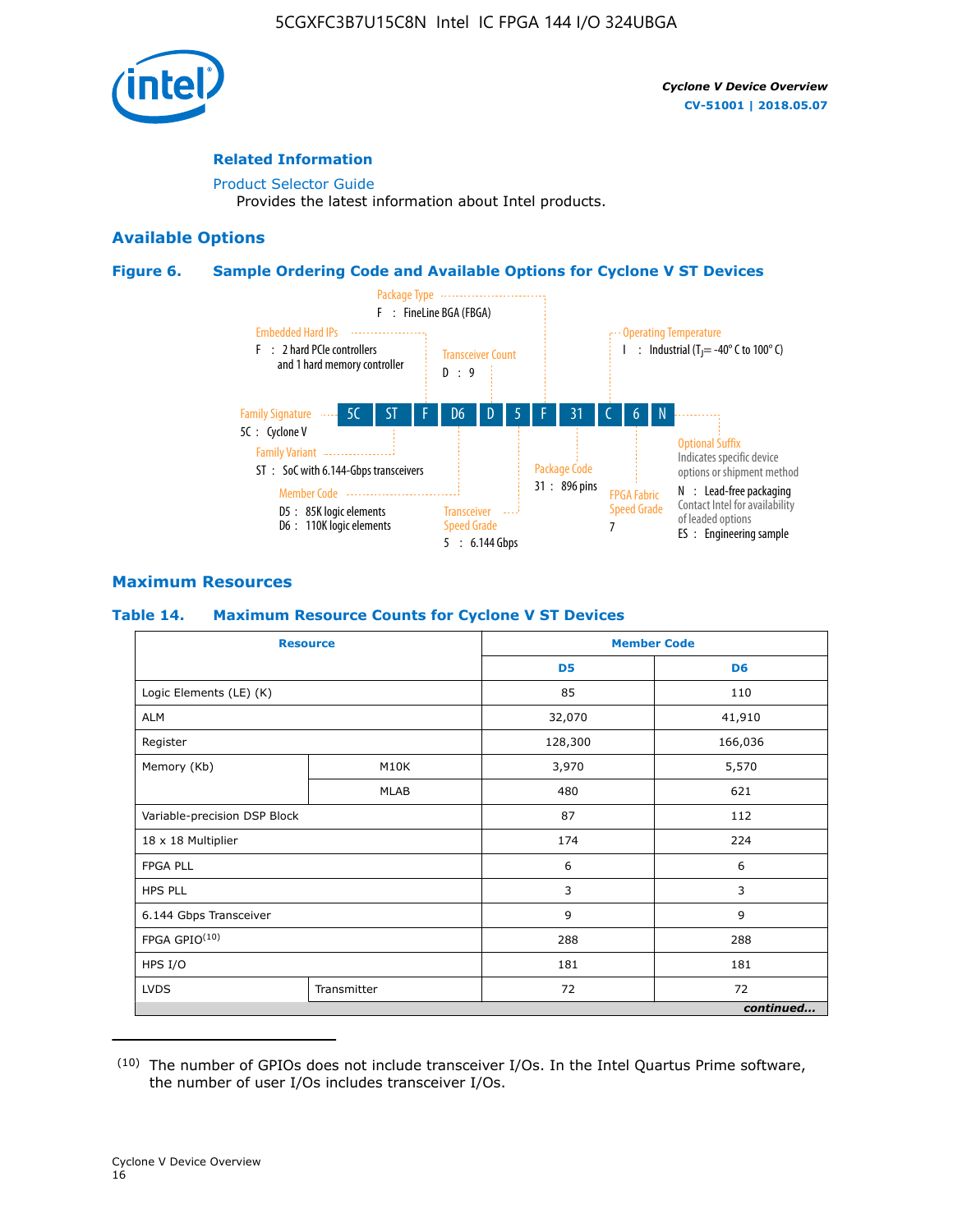## Related Information

Product Selector Guide
Provides the latest information about Intel products.

## Available Options

### Figure 6. Sample Ordering Code and Available Options for Cyclone V ST Devices

| 5C | ST | F | D6 | D | 5 | F | 31 | C | 6 | N |
|---|---|---|---|---|---|---|---|---|---|---|

- **Family Signature** — 5C : Cyclone V
- **Family Variant** — ST : SoC with 6.144-Gbps transceivers
- **Embedded Hard IPs** — F : 2 hard PCIe controllers and 1 hard memory controller
- **Member Code** — D5 : 85K logic elements; D6 : 110K logic elements
- **Transceiver Count** — D : 9
- **Transceiver Speed Grade** — 5 : 6.144 Gbps
- **Package Type** — F : FineLine BGA (FBGA)
- **Package Code** — 31 : 896 pins
- **Operating Temperature** — I : Industrial ($T_J$ = -40° C to 100° C)
- **FPGA Fabric Speed Grade** — 7
- **Optional Suffix** — Indicates specific device options or shipment method
  - N : Lead-free packaging. Contact Intel for availability of leaded options
  - ES : Engineering sample

## Maximum Resources

### Table 14. Maximum Resource Counts for Cyclone V ST Devices

| Resource | | Member Code | |
|---|---|---|---|
| | | D5 | D6 |
| Logic Elements (LE) (K) | | 85 | 110 |
| ALM | | 32,070 | 41,910 |
| Register | | 128,300 | 166,036 |
| Memory (Kb) | M10K | 3,970 | 5,570 |
| | MLAB | 480 | 621 |
| Variable-precision DSP Block | | 87 | 112 |
| 18 x 18 Multiplier | | 174 | 224 |
| FPGA PLL | | 6 | 6 |
| HPS PLL | | 3 | 3 |
| 6.144 Gbps Transceiver | | 9 | 9 |
| FPGA GPIO[10] | | 288 | 288 |
| HPS I/O | | 181 | 181 |
| LVDS | Transmitter | 72 | 72 |

*continued...*

(10) The number of GPIOs does not include transceiver I/Os. In the Intel Quartus Prime software, the number of user I/Os includes transceiver I/Os.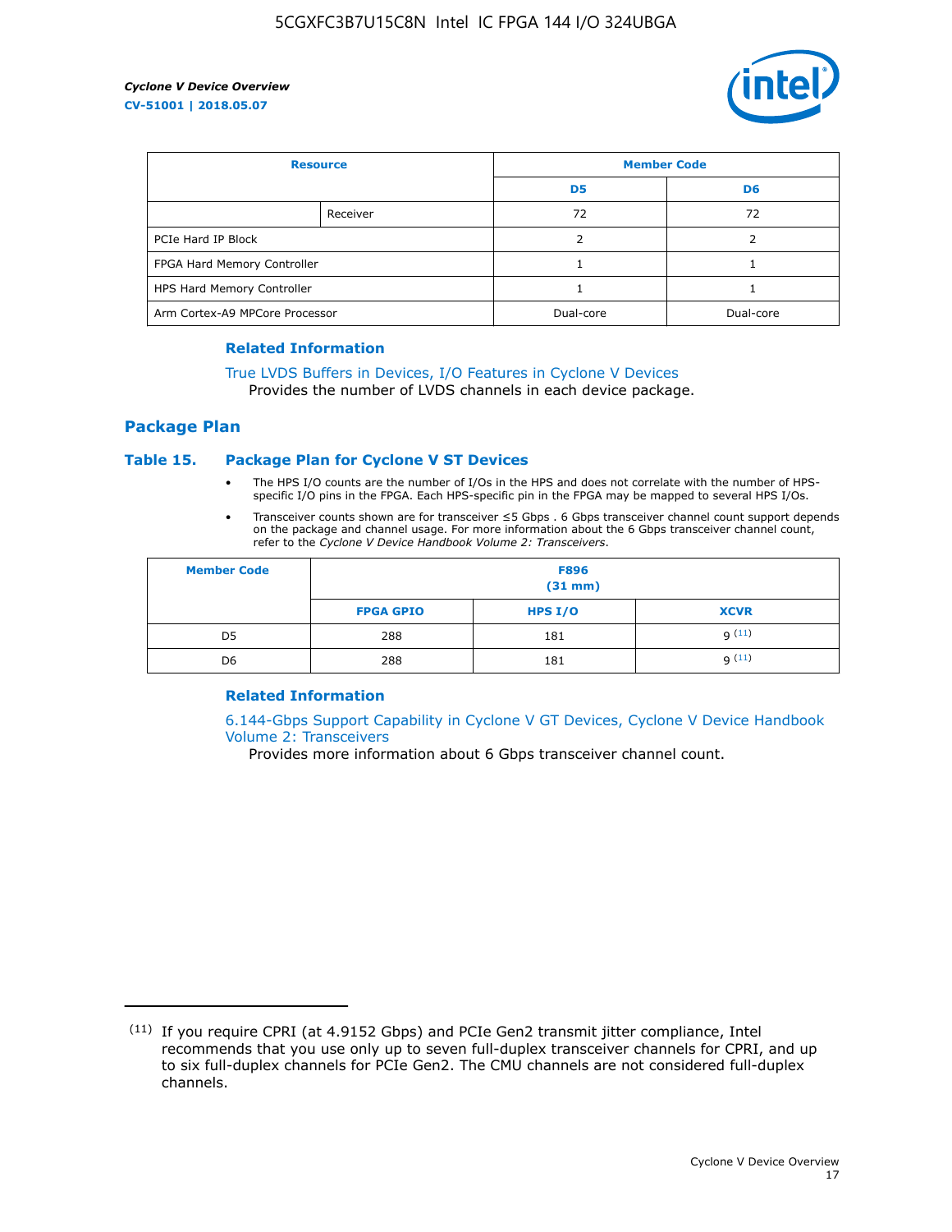| Resource | | Member Code | |
|---|---|---|---|
| | | D5 | D6 |
| | Receiver | 72 | 72 |
| PCIe Hard IP Block | | 2 | 2 |
| FPGA Hard Memory Controller | | 1 | 1 |
| HPS Hard Memory Controller | | 1 | 1 |
| Arm Cortex-A9 MPCore Processor | | Dual-core | Dual-core |

### Related Information

True LVDS Buffers in Devices, I/O Features in Cyclone V Devices
Provides the number of LVDS channels in each device package.

## Package Plan

### Table 15. Package Plan for Cyclone V ST Devices

- The HPS I/O counts are the number of I/Os in the HPS and does not correlate with the number of HPS-specific I/O pins in the FPGA. Each HPS-specific pin in the FPGA may be mapped to several HPS I/Os.
- Transceiver counts shown are for transceiver ≤5 Gbps . 6 Gbps transceiver channel count support depends on the package and channel usage. For more information about the 6 Gbps transceiver channel count, refer to the *Cyclone V Device Handbook Volume 2: Transceivers*.

| Member Code | F896 (31 mm) | | |
|---|---|---|---|
| | FPGA GPIO | HPS I/O | XCVR |
| D5 | 288 | 181 | 9 [11] |
| D6 | 288 | 181 | 9 [11] |

### Related Information

6.144-Gbps Support Capability in Cyclone V GT Devices, Cyclone V Device Handbook Volume 2: Transceivers
Provides more information about 6 Gbps transceiver channel count.

(11) If you require CPRI (at 4.9152 Gbps) and PCIe Gen2 transmit jitter compliance, Intel recommends that you use only up to seven full-duplex transceiver channels for CPRI, and up to six full-duplex channels for PCIe Gen2. The CMU channels are not considered full-duplex channels.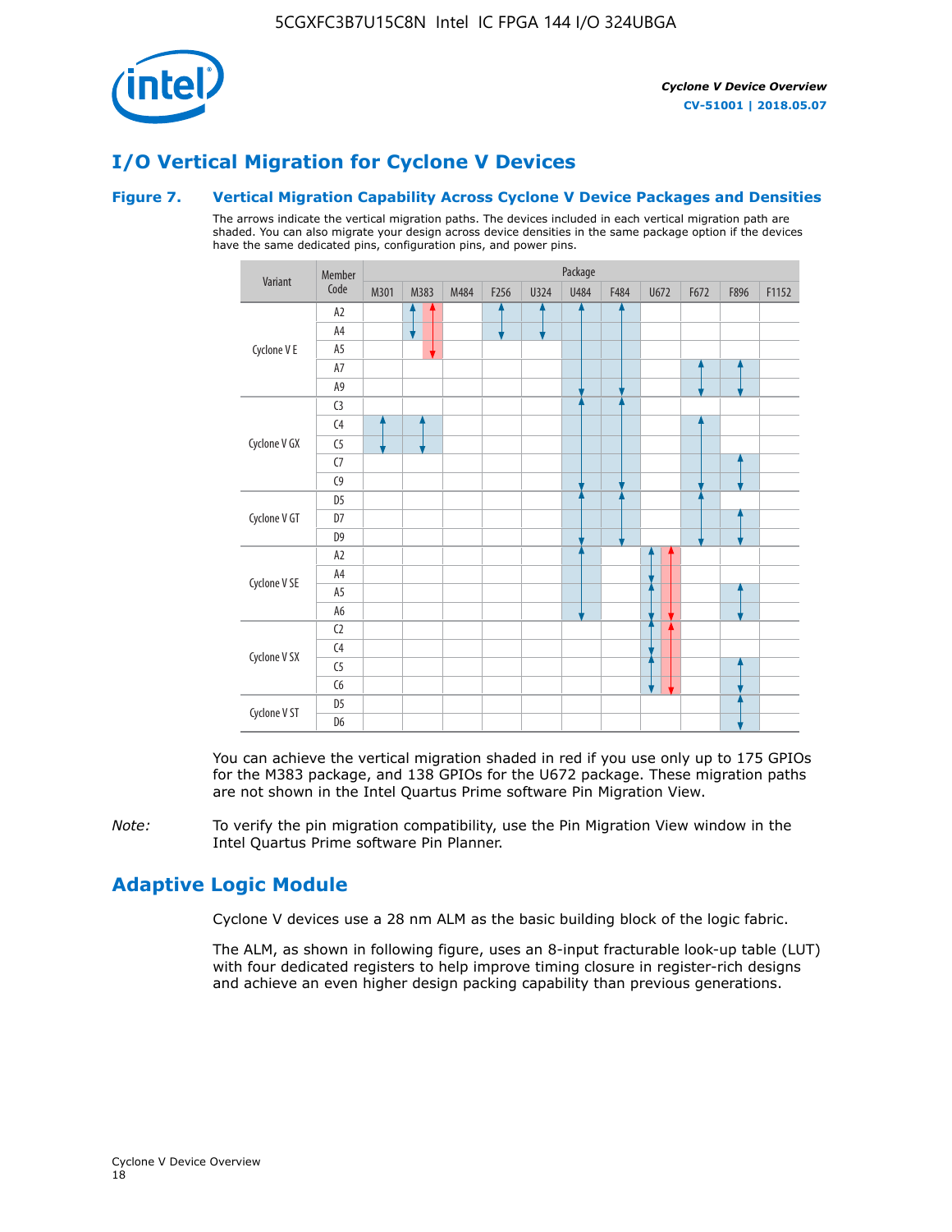# I/O Vertical Migration for Cyclone V Devices

### Figure 7. Vertical Migration Capability Across Cyclone V Device Packages and Densities

The arrows indicate the vertical migration paths. The devices included in each vertical migration path are shaded. You can also migrate your design across device densities in the same package option if the devices have the same dedicated pins, configuration pins, and power pins.

(● = shaded, included in a vertical migration path; ● (red) = migration path shaded in red)

| Variant | Member Code | M301 | M383 | M484 | F256 | U324 | U484 | F484 | U672 | F672 | F896 | F1152 |
|---|---|---|---|---|---|---|---|---|---|---|---|---|
| Cyclone V E | A2 | | ●, ● (red) | | ● | ● | ● | ● | | | | |
| | A4 | | ●, ● (red) | | ● | ● | ● | ● | | | | |
| | A5 | | ● (red) | | | | ● | ● | | | | |
| | A7 | | | | | | ● | ● | | ● | ● | |
| | A9 | | | | | | ● | ● | | ● | ● | |
| Cyclone V GX | C3 | | | | | | ● | ● | | | | |
| | C4 | ● | ● | | | | ● | ● | | ● | | |
| | C5 | ● | ● | | | | ● | ● | | ● | | |
| | C7 | | | | | | ● | ● | | ● | ● | |
| | C9 | | | | | | ● | ● | | ● | ● | |
| Cyclone V GT | D5 | | | | | | ● | ● | | ● | | |
| | D7 | | | | | | ● | ● | | ● | ● | |
| | D9 | | | | | | ● | ● | | ● | ● | |
| Cyclone V SE | A2 | | | | | | ● | | ●, ● (red) | | | |
| | A4 | | | | | | ● | | ●, ● (red) | | | |
| | A5 | | | | | | ● | | ●, ● (red) | | ● | |
| | A6 | | | | | | ● | | ●, ● (red) | | ● | |
| Cyclone V SX | C2 | | | | | | | | ●, ● (red) | | | |
| | C4 | | | | | | | | ●, ● (red) | | | |
| | C5 | | | | | | | | ●, ● (red) | | ● | |
| | C6 | | | | | | | | ●, ● (red) | | ● | |
| Cyclone V ST | D5 | | | | | | | | | | ● | |
| | D6 | | | | | | | | | | ● | |

You can achieve the vertical migration shaded in red if you use only up to 175 GPIOs for the M383 package, and 138 GPIOs for the U672 package. These migration paths are not shown in the Intel Quartus Prime software Pin Migration View.

*Note:* To verify the pin migration compatibility, use the Pin Migration View window in the Intel Quartus Prime software Pin Planner.

# Adaptive Logic Module

Cyclone V devices use a 28 nm ALM as the basic building block of the logic fabric.

The ALM, as shown in following figure, uses an 8-input fracturable look-up table (LUT) with four dedicated registers to help improve timing closure in register-rich designs and achieve an even higher design packing capability than previous generations.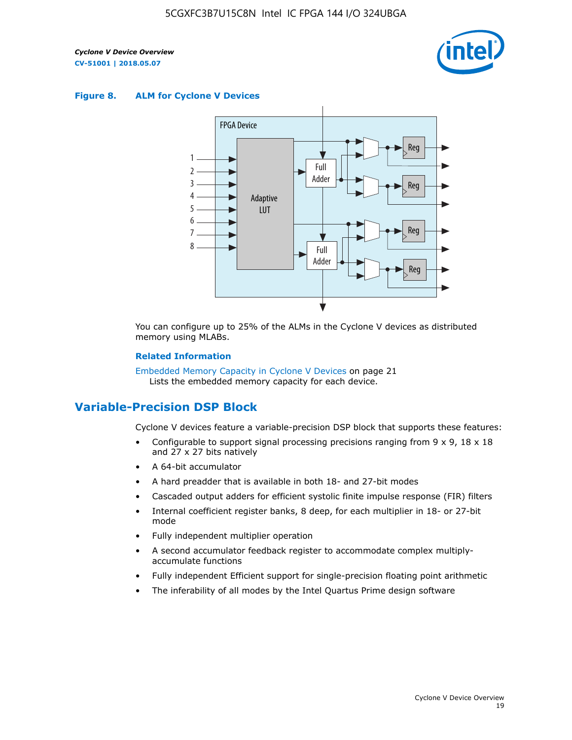**Figure 8. ALM for Cyclone V Devices**

You can configure up to 25% of the ALMs in the Cyclone V devices as distributed memory using MLABs.

**Related Information**

Embedded Memory Capacity in Cyclone V Devices on page 21
Lists the embedded memory capacity for each device.

## Variable-Precision DSP Block

Cyclone V devices feature a variable-precision DSP block that supports these features:

- Configurable to support signal processing precisions ranging from 9 x 9, 18 x 18 and 27 x 27 bits natively
- A 64-bit accumulator
- A hard preadder that is available in both 18- and 27-bit modes
- Cascaded output adders for efficient systolic finite impulse response (FIR) filters
- Internal coefficient register banks, 8 deep, for each multiplier in 18- or 27-bit mode
- Fully independent multiplier operation
- A second accumulator feedback register to accommodate complex multiply-accumulate functions
- Fully independent Efficient support for single-precision floating point arithmetic
- The inferability of all modes by the Intel Quartus Prime design software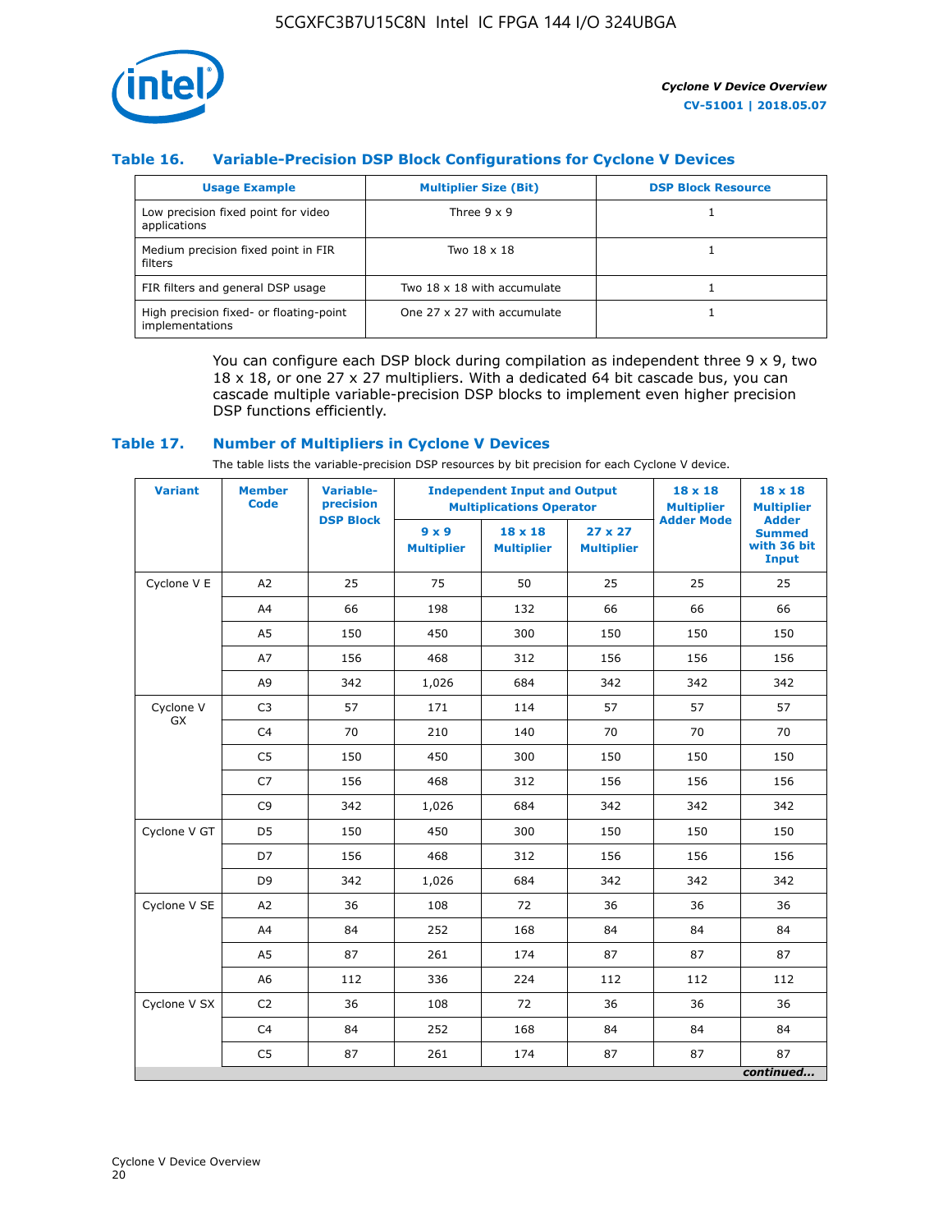### Table 16. Variable-Precision DSP Block Configurations for Cyclone V Devices

| Usage Example | Multiplier Size (Bit) | DSP Block Resource |
|---|---|---|
| Low precision fixed point for video applications | Three 9 x 9 | 1 |
| Medium precision fixed point in FIR filters | Two 18 x 18 | 1 |
| FIR filters and general DSP usage | Two 18 x 18 with accumulate | 1 |
| High precision fixed- or floating-point implementations | One 27 x 27 with accumulate | 1 |

You can configure each DSP block during compilation as independent three 9 x 9, two 18 x 18, or one 27 x 27 multipliers. With a dedicated 64 bit cascade bus, you can cascade multiple variable-precision DSP blocks to implement even higher precision DSP functions efficiently.

### Table 17. Number of Multipliers in Cyclone V Devices

The table lists the variable-precision DSP resources by bit precision for each Cyclone V device.

| Variant | Member Code | Variable-precision DSP Block | Independent Input and Output Multiplications Operator | | | 18 x 18 Multiplier Adder Mode | 18 x 18 Multiplier Adder Summed with 36 bit Input |
|---|---|---|---|---|---|---|---|
| | | | 9 x 9 Multiplier | 18 x 18 Multiplier | 27 x 27 Multiplier | | |
| Cyclone V E | A2 | 25 | 75 | 50 | 25 | 25 | 25 |
| | A4 | 66 | 198 | 132 | 66 | 66 | 66 |
| | A5 | 150 | 450 | 300 | 150 | 150 | 150 |
| | A7 | 156 | 468 | 312 | 156 | 156 | 156 |
| | A9 | 342 | 1,026 | 684 | 342 | 342 | 342 |
| Cyclone V GX | C3 | 57 | 171 | 114 | 57 | 57 | 57 |
| | C4 | 70 | 210 | 140 | 70 | 70 | 70 |
| | C5 | 150 | 450 | 300 | 150 | 150 | 150 |
| | C7 | 156 | 468 | 312 | 156 | 156 | 156 |
| | C9 | 342 | 1,026 | 684 | 342 | 342 | 342 |
| Cyclone V GT | D5 | 150 | 450 | 300 | 150 | 150 | 150 |
| | D7 | 156 | 468 | 312 | 156 | 156 | 156 |
| | D9 | 342 | 1,026 | 684 | 342 | 342 | 342 |
| Cyclone V SE | A2 | 36 | 108 | 72 | 36 | 36 | 36 |
| | A4 | 84 | 252 | 168 | 84 | 84 | 84 |
| | A5 | 87 | 261 | 174 | 87 | 87 | 87 |
| | A6 | 112 | 336 | 224 | 112 | 112 | 112 |
| Cyclone V SX | C2 | 36 | 108 | 72 | 36 | 36 | 36 |
| | C4 | 84 | 252 | 168 | 84 | 84 | 84 |
| | C5 | 87 | 261 | 174 | 87 | 87 | 87 |

*continued...*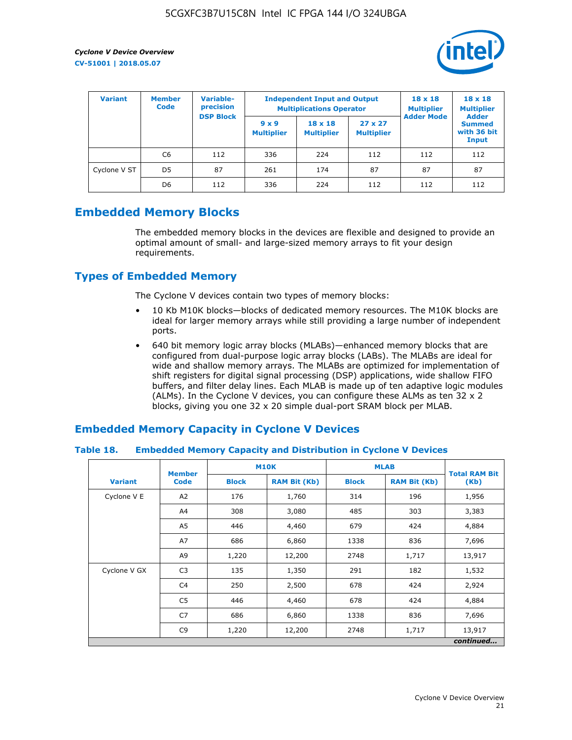| Variant | Member Code | Variable-precision DSP Block | Independent Input and Output Multiplications Operator | | | 18 x 18 Multiplier Adder Mode | 18 x 18 Multiplier Adder Summed with 36 bit Input |
|---|---|---|---|---|---|---|---|
| | | | 9 x 9 Multiplier | 18 x 18 Multiplier | 27 x 27 Multiplier | | |
| | C6 | 112 | 336 | 224 | 112 | 112 | 112 |
| Cyclone V ST | D5 | 87 | 261 | 174 | 87 | 87 | 87 |
| | D6 | 112 | 336 | 224 | 112 | 112 | 112 |

## Embedded Memory Blocks

The embedded memory blocks in the devices are flexible and designed to provide an optimal amount of small- and large-sized memory arrays to fit your design requirements.

## Types of Embedded Memory

The Cyclone V devices contain two types of memory blocks:

- 10 Kb M10K blocks—blocks of dedicated memory resources. The M10K blocks are ideal for larger memory arrays while still providing a large number of independent ports.
- 640 bit memory logic array blocks (MLABs)—enhanced memory blocks that are configured from dual-purpose logic array blocks (LABs). The MLABs are ideal for wide and shallow memory arrays. The MLABs are optimized for implementation of shift registers for digital signal processing (DSP) applications, wide shallow FIFO buffers, and filter delay lines. Each MLAB is made up of ten adaptive logic modules (ALMs). In the Cyclone V devices, you can configure these ALMs as ten 32 x 2 blocks, giving you one 32 x 20 simple dual-port SRAM block per MLAB.

## Embedded Memory Capacity in Cyclone V Devices

### Table 18. Embedded Memory Capacity and Distribution in Cyclone V Devices

| Variant | Member Code | M10K | | MLAB | | Total RAM Bit (Kb) |
|---|---|---|---|---|---|---|
| | | Block | RAM Bit (Kb) | Block | RAM Bit (Kb) | |
| Cyclone V E | A2 | 176 | 1,760 | 314 | 196 | 1,956 |
| | A4 | 308 | 3,080 | 485 | 303 | 3,383 |
| | A5 | 446 | 4,460 | 679 | 424 | 4,884 |
| | A7 | 686 | 6,860 | 1338 | 836 | 7,696 |
| | A9 | 1,220 | 12,200 | 2748 | 1,717 | 13,917 |
| Cyclone V GX | C3 | 135 | 1,350 | 291 | 182 | 1,532 |
| | C4 | 250 | 2,500 | 678 | 424 | 2,924 |
| | C5 | 446 | 4,460 | 678 | 424 | 4,884 |
| | C7 | 686 | 6,860 | 1338 | 836 | 7,696 |
| | C9 | 1,220 | 12,200 | 2748 | 1,717 | 13,917 |

*continued...*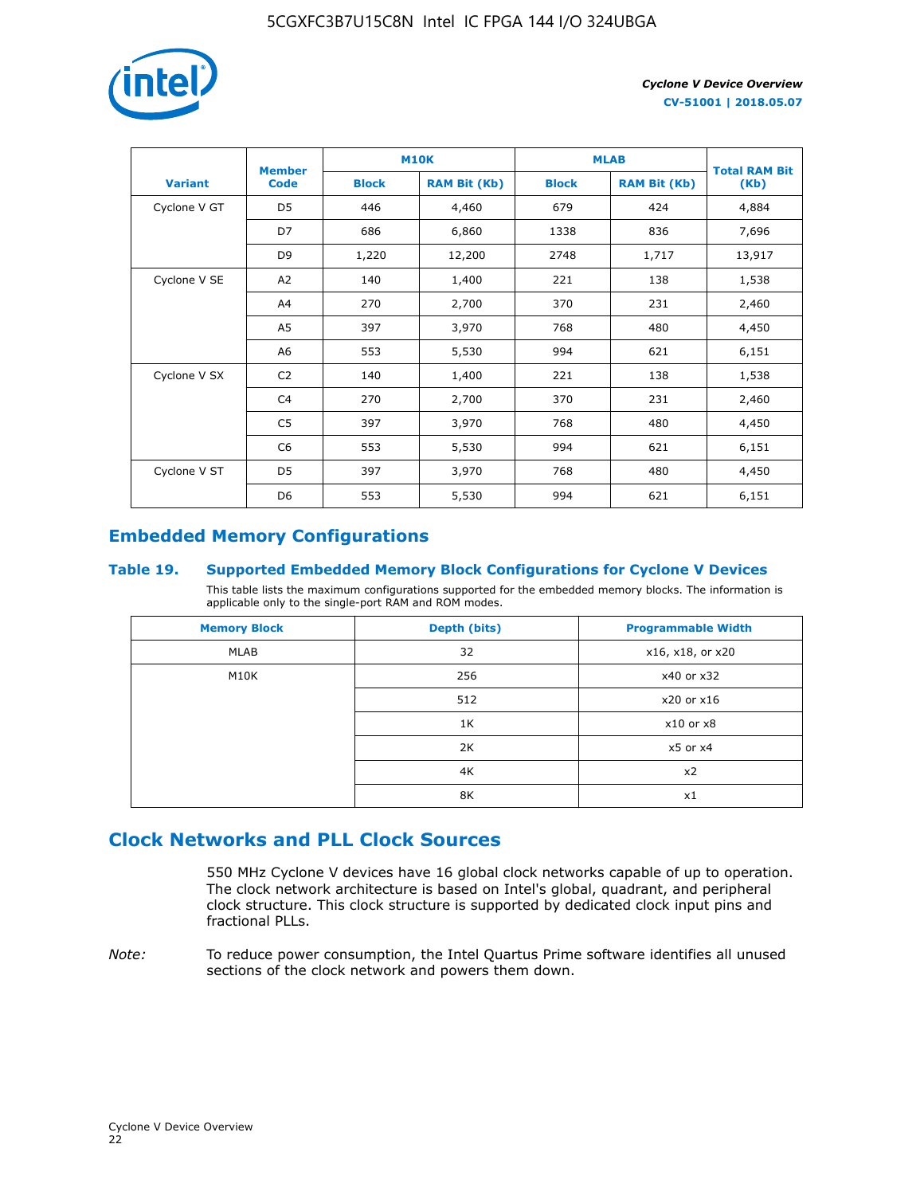| Variant | Member Code | M10K | | MLAB | | Total RAM Bit (Kb) |
|---|---|---|---|---|---|---|
| | | Block | RAM Bit (Kb) | Block | RAM Bit (Kb) | |
| Cyclone V GT | D5 | 446 | 4,460 | 679 | 424 | 4,884 |
| | D7 | 686 | 6,860 | 1338 | 836 | 7,696 |
| | D9 | 1,220 | 12,200 | 2748 | 1,717 | 13,917 |
| Cyclone V SE | A2 | 140 | 1,400 | 221 | 138 | 1,538 |
| | A4 | 270 | 2,700 | 370 | 231 | 2,460 |
| | A5 | 397 | 3,970 | 768 | 480 | 4,450 |
| | A6 | 553 | 5,530 | 994 | 621 | 6,151 |
| Cyclone V SX | C2 | 140 | 1,400 | 221 | 138 | 1,538 |
| | C4 | 270 | 2,700 | 370 | 231 | 2,460 |
| | C5 | 397 | 3,970 | 768 | 480 | 4,450 |
| | C6 | 553 | 5,530 | 994 | 621 | 6,151 |
| Cyclone V ST | D5 | 397 | 3,970 | 768 | 480 | 4,450 |
| | D6 | 553 | 5,530 | 994 | 621 | 6,151 |

## Embedded Memory Configurations

### Table 19. Supported Embedded Memory Block Configurations for Cyclone V Devices

This table lists the maximum configurations supported for the embedded memory blocks. The information is applicable only to the single-port RAM and ROM modes.

| Memory Block | Depth (bits) | Programmable Width |
|---|---|---|
| MLAB | 32 | x16, x18, or x20 |
| M10K | 256 | x40 or x32 |
| | 512 | x20 or x16 |
| | 1K | x10 or x8 |
| | 2K | x5 or x4 |
| | 4K | x2 |
| | 8K | x1 |

## Clock Networks and PLL Clock Sources

550 MHz Cyclone V devices have 16 global clock networks capable of up to operation. The clock network architecture is based on Intel's global, quadrant, and peripheral clock structure. This clock structure is supported by dedicated clock input pins and fractional PLLs.

*Note:* To reduce power consumption, the Intel Quartus Prime software identifies all unused sections of the clock network and powers them down.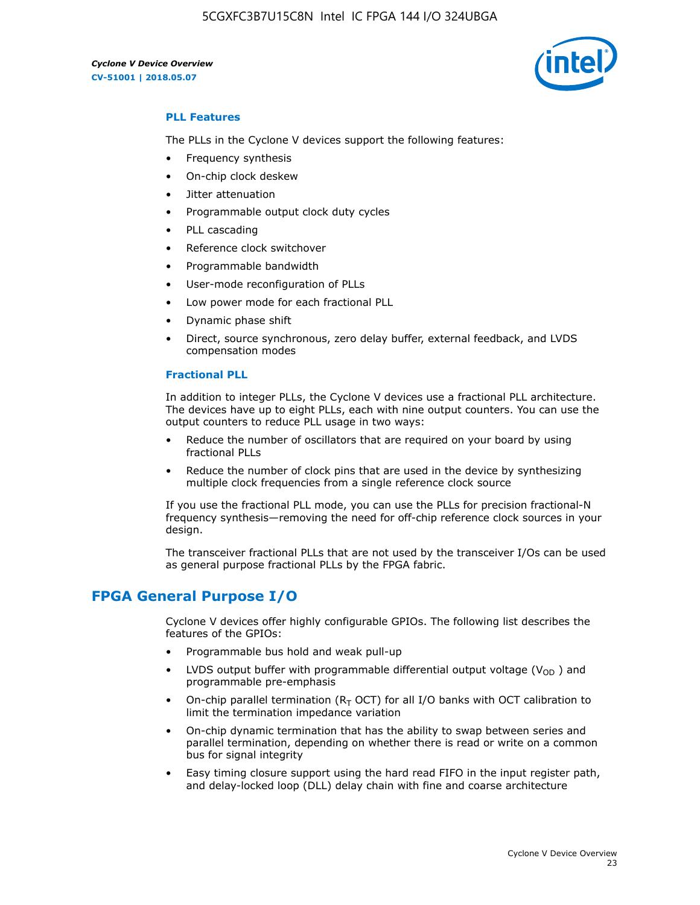### PLL Features

The PLLs in the Cyclone V devices support the following features:

- Frequency synthesis
- On-chip clock deskew
- Jitter attenuation
- Programmable output clock duty cycles
- PLL cascading
- Reference clock switchover
- Programmable bandwidth
- User-mode reconfiguration of PLLs
- Low power mode for each fractional PLL
- Dynamic phase shift
- Direct, source synchronous, zero delay buffer, external feedback, and LVDS compensation modes

### Fractional PLL

In addition to integer PLLs, the Cyclone V devices use a fractional PLL architecture. The devices have up to eight PLLs, each with nine output counters. You can use the output counters to reduce PLL usage in two ways:

- Reduce the number of oscillators that are required on your board by using fractional PLLs
- Reduce the number of clock pins that are used in the device by synthesizing multiple clock frequencies from a single reference clock source

If you use the fractional PLL mode, you can use the PLLs for precision fractional-N frequency synthesis—removing the need for off-chip reference clock sources in your design.

The transceiver fractional PLLs that are not used by the transceiver I/Os can be used as general purpose fractional PLLs by the FPGA fabric.

## FPGA General Purpose I/O

Cyclone V devices offer highly configurable GPIOs. The following list describes the features of the GPIOs:

- Programmable bus hold and weak pull-up
- LVDS output buffer with programmable differential output voltage ($V_{OD}$) and programmable pre-emphasis
- On-chip parallel termination ($R_T$ OCT) for all I/O banks with OCT calibration to limit the termination impedance variation
- On-chip dynamic termination that has the ability to swap between series and parallel termination, depending on whether there is read or write on a common bus for signal integrity
- Easy timing closure support using the hard read FIFO in the input register path, and delay-locked loop (DLL) delay chain with fine and coarse architecture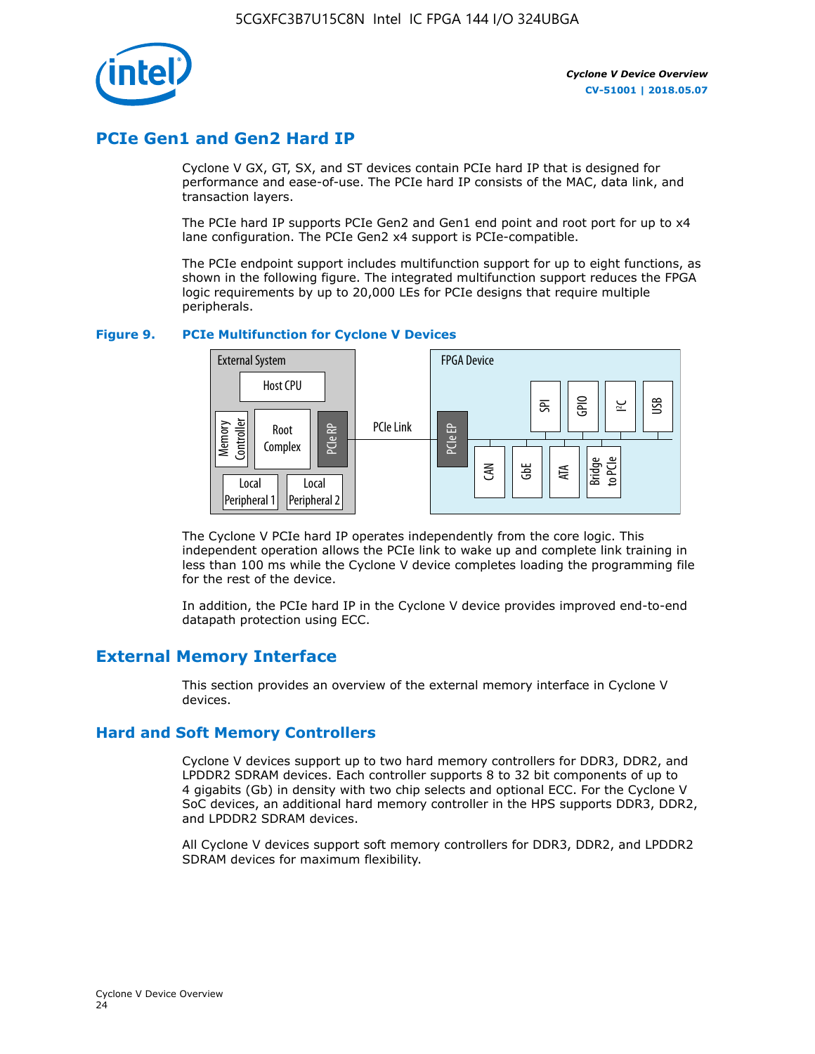## PCIe Gen1 and Gen2 Hard IP

Cyclone V GX, GT, SX, and ST devices contain PCIe hard IP that is designed for performance and ease-of-use. The PCIe hard IP consists of the MAC, data link, and transaction layers.

The PCIe hard IP supports PCIe Gen2 and Gen1 end point and root port for up to x4 lane configuration. The PCIe Gen2 x4 support is PCIe-compatible.

The PCIe endpoint support includes multifunction support for up to eight functions, as shown in the following figure. The integrated multifunction support reduces the FPGA logic requirements by up to 20,000 LEs for PCIe designs that require multiple peripherals.

**Figure 9. PCIe Multifunction for Cyclone V Devices**

External System: Host CPU, Memory Controller, Root Complex, PCIe RP, Local Peripheral 1, Local Peripheral 2 — PCIe Link — FPGA Device: PCIe EP, SPI, GPIO, I²C, USB, CAN, GbE, ATA, Bridge to PCIe

The Cyclone V PCIe hard IP operates independently from the core logic. This independent operation allows the PCIe link to wake up and complete link training in less than 100 ms while the Cyclone V device completes loading the programming file for the rest of the device.

In addition, the PCIe hard IP in the Cyclone V device provides improved end-to-end datapath protection using ECC.

## External Memory Interface

This section provides an overview of the external memory interface in Cyclone V devices.

### Hard and Soft Memory Controllers

Cyclone V devices support up to two hard memory controllers for DDR3, DDR2, and LPDDR2 SDRAM devices. Each controller supports 8 to 32 bit components of up to 4 gigabits (Gb) in density with two chip selects and optional ECC. For the Cyclone V SoC devices, an additional hard memory controller in the HPS supports DDR3, DDR2, and LPDDR2 SDRAM devices.

All Cyclone V devices support soft memory controllers for DDR3, DDR2, and LPDDR2 SDRAM devices for maximum flexibility.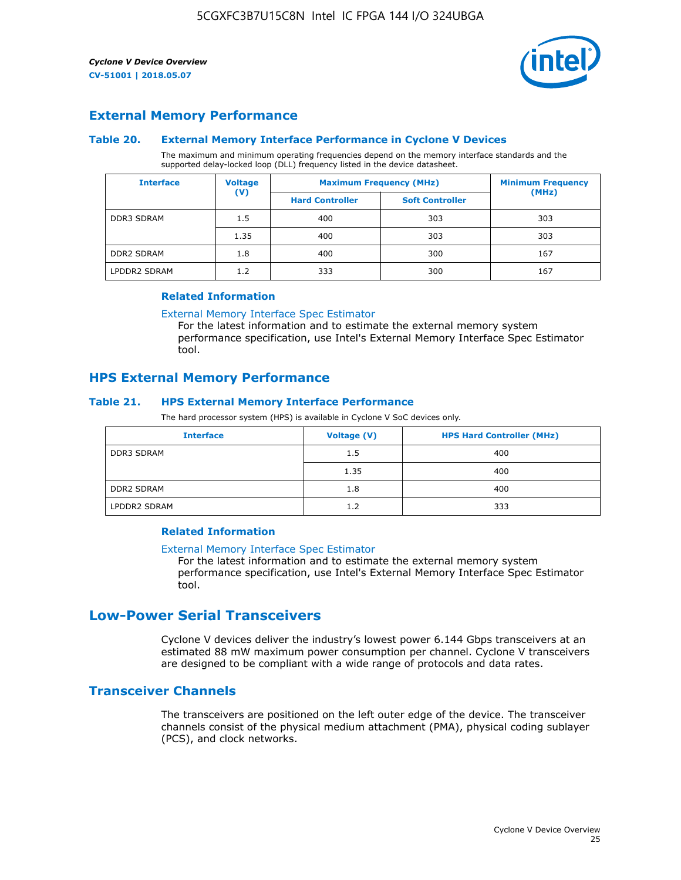## External Memory Performance

### Table 20. External Memory Interface Performance in Cyclone V Devices

The maximum and minimum operating frequencies depend on the memory interface standards and the supported delay-locked loop (DLL) frequency listed in the device datasheet.

| Interface | Voltage (V) | Maximum Frequency (MHz) | | Minimum Frequency (MHz) |
|---|---|---|---|---|
| | | Hard Controller | Soft Controller | |
| DDR3 SDRAM | 1.5 | 400 | 303 | 303 |
| | 1.35 | 400 | 303 | 303 |
| DDR2 SDRAM | 1.8 | 400 | 300 | 167 |
| LPDDR2 SDRAM | 1.2 | 333 | 300 | 167 |

#### Related Information

External Memory Interface Spec Estimator
For the latest information and to estimate the external memory system performance specification, use Intel's External Memory Interface Spec Estimator tool.

## HPS External Memory Performance

### Table 21. HPS External Memory Interface Performance

The hard processor system (HPS) is available in Cyclone V SoC devices only.

| Interface | Voltage (V) | HPS Hard Controller (MHz) |
|---|---|---|
| DDR3 SDRAM | 1.5 | 400 |
| | 1.35 | 400 |
| DDR2 SDRAM | 1.8 | 400 |
| LPDDR2 SDRAM | 1.2 | 333 |

#### Related Information

External Memory Interface Spec Estimator
For the latest information and to estimate the external memory system performance specification, use Intel's External Memory Interface Spec Estimator tool.

# Low-Power Serial Transceivers

Cyclone V devices deliver the industry's lowest power 6.144 Gbps transceivers at an estimated 88 mW maximum power consumption per channel. Cyclone V transceivers are designed to be compliant with a wide range of protocols and data rates.

## Transceiver Channels

The transceivers are positioned on the left outer edge of the device. The transceiver channels consist of the physical medium attachment (PMA), physical coding sublayer (PCS), and clock networks.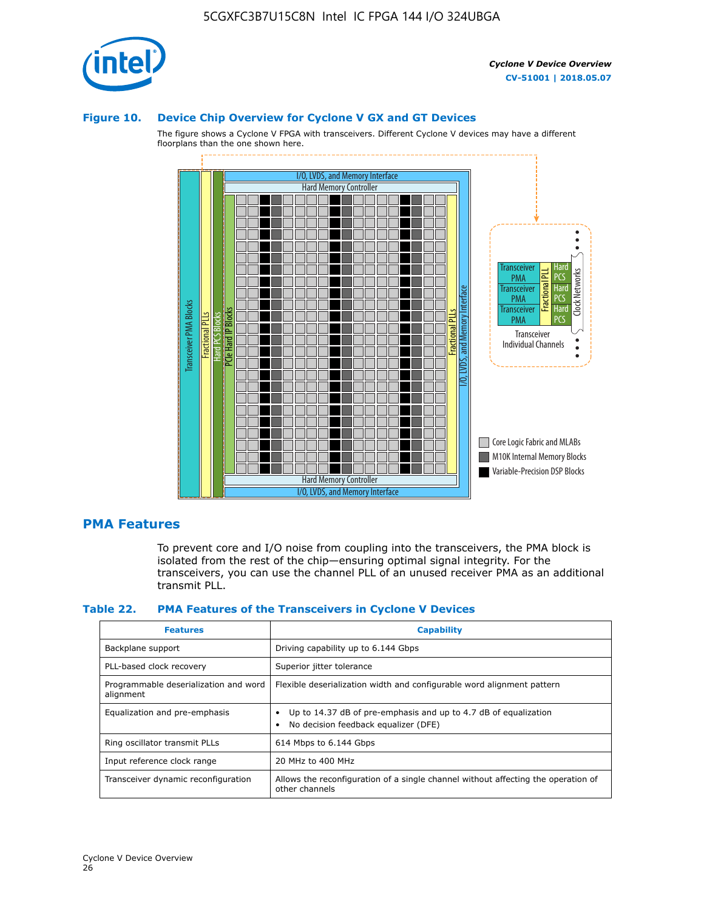### Figure 10. Device Chip Overview for Cyclone V GX and GT Devices

The figure shows a Cyclone V FPGA with transceivers. Different Cyclone V devices may have a different floorplans than the one shown here.

## PMA Features

To prevent core and I/O noise from coupling into the transceivers, the PMA block is isolated from the rest of the chip—ensuring optimal signal integrity. For the transceivers, you can use the channel PLL of an unused receiver PMA as an additional transmit PLL.

### Table 22. PMA Features of the Transceivers in Cyclone V Devices

| Features | Capability |
| --- | --- |
| Backplane support | Driving capability up to 6.144 Gbps |
| PLL-based clock recovery | Superior jitter tolerance |
| Programmable deserialization and word alignment | Flexible deserialization width and configurable word alignment pattern |
| Equalization and pre-emphasis | • Up to 14.37 dB of pre-emphasis and up to 4.7 dB of equalization<br>• No decision feedback equalizer (DFE) |
| Ring oscillator transmit PLLs | 614 Mbps to 6.144 Gbps |
| Input reference clock range | 20 MHz to 400 MHz |
| Transceiver dynamic reconfiguration | Allows the reconfiguration of a single channel without affecting the operation of other channels |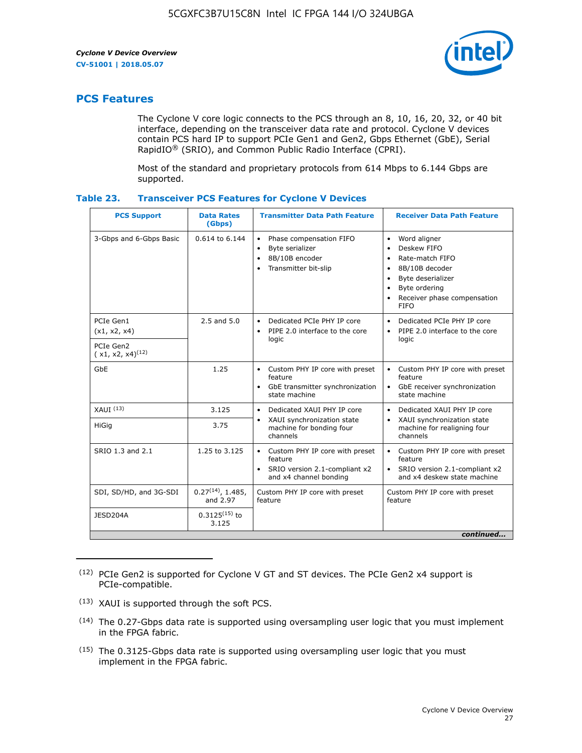## PCS Features

The Cyclone V core logic connects to the PCS through an 8, 10, 16, 20, 32, or 40 bit interface, depending on the transceiver data rate and protocol. Cyclone V devices contain PCS hard IP to support PCIe Gen1 and Gen2, Gbps Ethernet (GbE), Serial RapidIO® (SRIO), and Common Public Radio Interface (CPRI).

Most of the standard and proprietary protocols from 614 Mbps to 6.144 Gbps are supported.

### Table 23. Transceiver PCS Features for Cyclone V Devices

| PCS Support | Data Rates (Gbps) | Transmitter Data Path Feature | Receiver Data Path Feature |
|---|---|---|---|
| 3-Gbps and 6-Gbps Basic | 0.614 to 6.144 | • Phase compensation FIFO<br>• Byte serializer<br>• 8B/10B encoder<br>• Transmitter bit-slip | • Word aligner<br>• Deskew FIFO<br>• Rate-match FIFO<br>• 8B/10B decoder<br>• Byte deserializer<br>• Byte ordering<br>• Receiver phase compensation FIFO |
| PCIe Gen1 (x1, x2, x4) | 2.5 and 5.0 | • Dedicated PCIe PHY IP core<br>• PIPE 2.0 interface to the core logic | • Dedicated PCIe PHY IP core<br>• PIPE 2.0 interface to the core logic |
| PCIe Gen2 ( x1, x2, x4)(12) | | | |
| GbE | 1.25 | • Custom PHY IP core with preset feature<br>• GbE transmitter synchronization state machine | • Custom PHY IP core with preset feature<br>• GbE receiver synchronization state machine |
| XAUI (13) | 3.125 | • Dedicated XAUI PHY IP core<br>• XAUI synchronization state machine for bonding four channels | • Dedicated XAUI PHY IP core<br>• XAUI synchronization state machine for realigning four channels |
| HiGig | 3.75 | | |
| SRIO 1.3 and 2.1 | 1.25 to 3.125 | • Custom PHY IP core with preset feature<br>• SRIO version 2.1-compliant x2 and x4 channel bonding | • Custom PHY IP core with preset feature<br>• SRIO version 2.1-compliant x2 and x4 deskew state machine |
| SDI, SD/HD, and 3G-SDI | 0.27(14), 1.485, and 2.97 | Custom PHY IP core with preset feature | Custom PHY IP core with preset feature |
| JESD204A | 0.3125(15) to 3.125 | | |

*continued...*

(12) PCIe Gen2 is supported for Cyclone V GT and ST devices. The PCIe Gen2 x4 support is PCIe-compatible.

(13) XAUI is supported through the soft PCS.

(14) The 0.27-Gbps data rate is supported using oversampling user logic that you must implement in the FPGA fabric.

(15) The 0.3125-Gbps data rate is supported using oversampling user logic that you must implement in the FPGA fabric.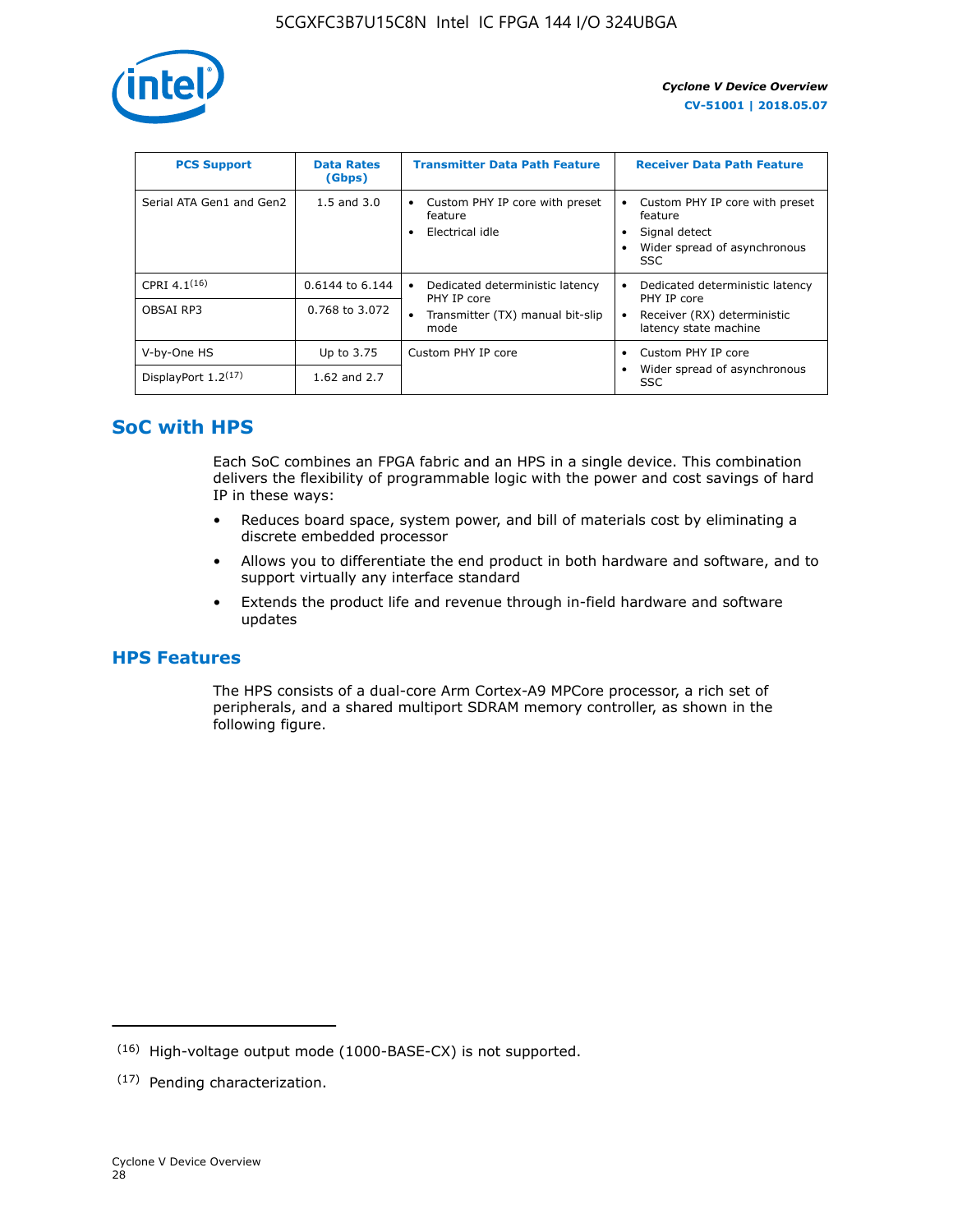| PCS Support | Data Rates (Gbps) | Transmitter Data Path Feature | Receiver Data Path Feature |
| --- | --- | --- | --- |
| Serial ATA Gen1 and Gen2 | 1.5 and 3.0 | • Custom PHY IP core with preset feature<br>• Electrical idle | • Custom PHY IP core with preset feature<br>• Signal detect<br>• Wider spread of asynchronous SSC |
| CPRI 4.1[16] | 0.6144 to 6.144 | • Dedicated deterministic latency PHY IP core<br>• Transmitter (TX) manual bit-slip mode | • Dedicated deterministic latency PHY IP core<br>• Receiver (RX) deterministic latency state machine |
| OBSAI RP3 | 0.768 to 3.072 | | |
| V-by-One HS | Up to 3.75 | Custom PHY IP core | • Custom PHY IP core<br>• Wider spread of asynchronous SSC |
| DisplayPort 1.2[17] | 1.62 and 2.7 | | |

## SoC with HPS

Each SoC combines an FPGA fabric and an HPS in a single device. This combination delivers the flexibility of programmable logic with the power and cost savings of hard IP in these ways:

- Reduces board space, system power, and bill of materials cost by eliminating a discrete embedded processor
- Allows you to differentiate the end product in both hardware and software, and to support virtually any interface standard
- Extends the product life and revenue through in-field hardware and software updates

## HPS Features

The HPS consists of a dual-core Arm Cortex-A9 MPCore processor, a rich set of peripherals, and a shared multiport SDRAM memory controller, as shown in the following figure.

---

(16) High-voltage output mode (1000-BASE-CX) is not supported.

(17) Pending characterization.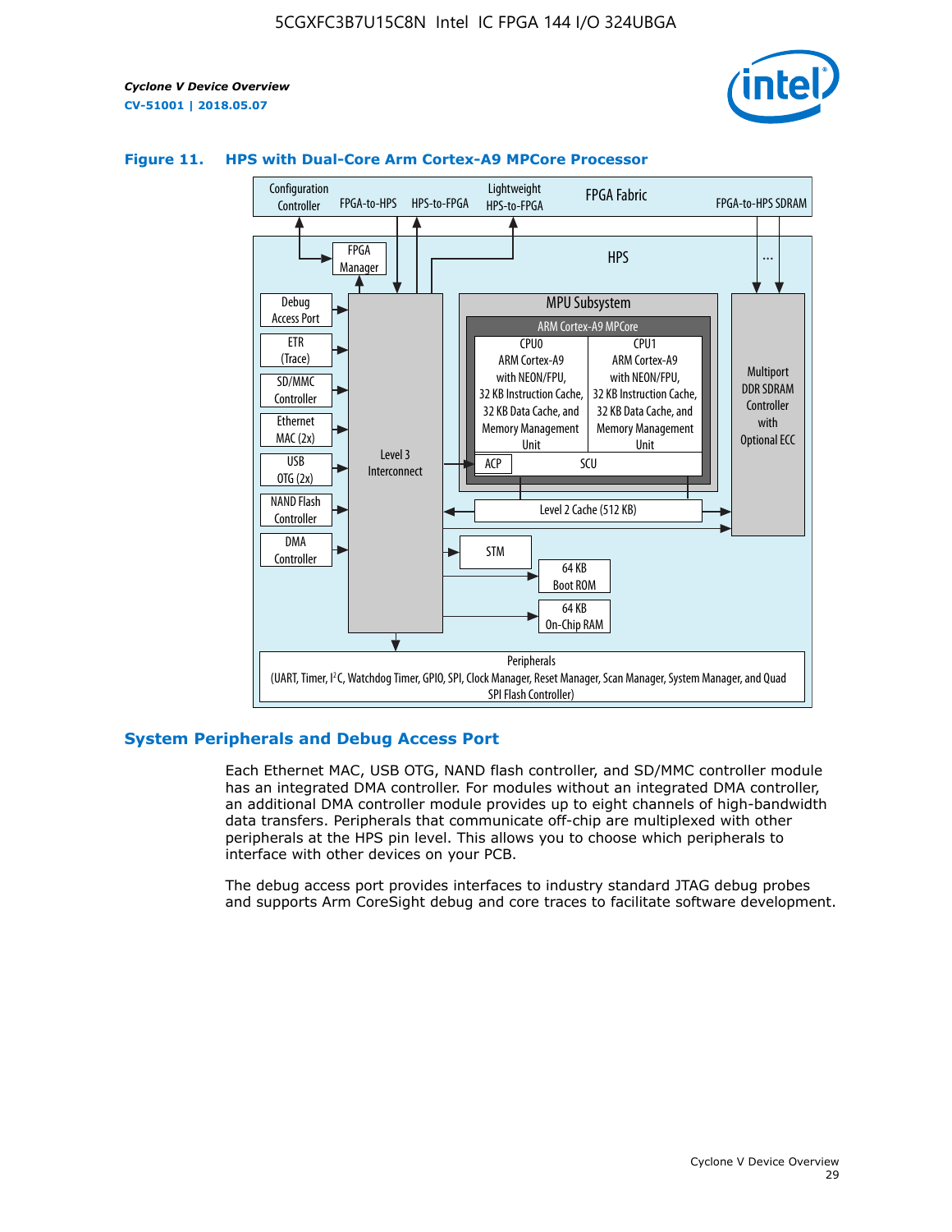**Figure 11. HPS with Dual-Core Arm Cortex-A9 MPCore Processor**

## System Peripherals and Debug Access Port

Each Ethernet MAC, USB OTG, NAND flash controller, and SD/MMC controller module has an integrated DMA controller. For modules without an integrated DMA controller, an additional DMA controller module provides up to eight channels of high-bandwidth data transfers. Peripherals that communicate off-chip are multiplexed with other peripherals at the HPS pin level. This allows you to choose which peripherals to interface with other devices on your PCB.

The debug access port provides interfaces to industry standard JTAG debug probes and supports Arm CoreSight debug and core traces to facilitate software development.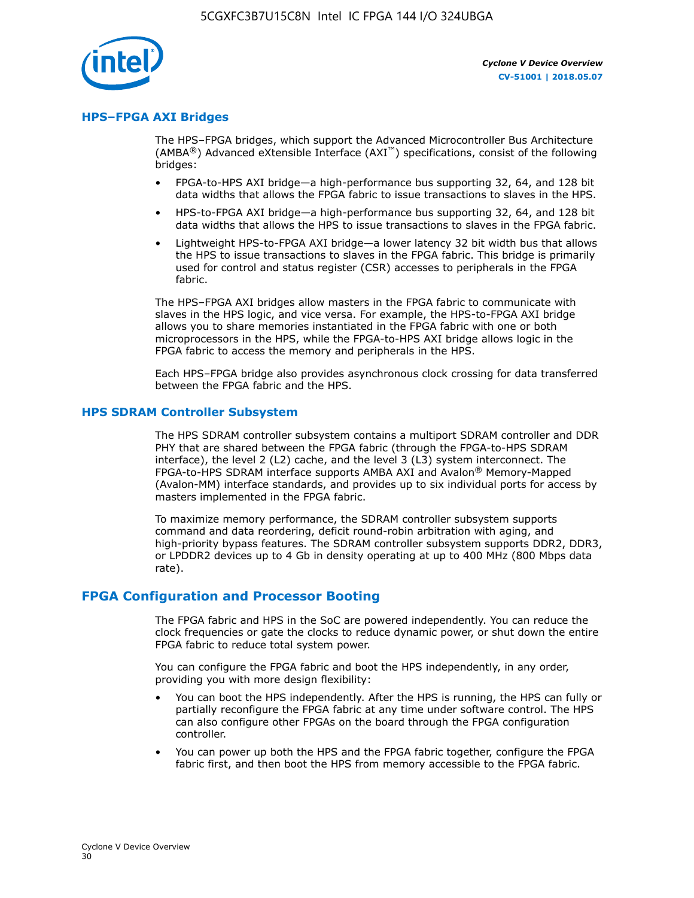## HPS–FPGA AXI Bridges

The HPS–FPGA bridges, which support the Advanced Microcontroller Bus Architecture (AMBA®) Advanced eXtensible Interface (AXI™) specifications, consist of the following bridges:

- FPGA-to-HPS AXI bridge—a high-performance bus supporting 32, 64, and 128 bit data widths that allows the FPGA fabric to issue transactions to slaves in the HPS.
- HPS-to-FPGA AXI bridge—a high-performance bus supporting 32, 64, and 128 bit data widths that allows the HPS to issue transactions to slaves in the FPGA fabric.
- Lightweight HPS-to-FPGA AXI bridge—a lower latency 32 bit width bus that allows the HPS to issue transactions to slaves in the FPGA fabric. This bridge is primarily used for control and status register (CSR) accesses to peripherals in the FPGA fabric.

The HPS–FPGA AXI bridges allow masters in the FPGA fabric to communicate with slaves in the HPS logic, and vice versa. For example, the HPS-to-FPGA AXI bridge allows you to share memories instantiated in the FPGA fabric with one or both microprocessors in the HPS, while the FPGA-to-HPS AXI bridge allows logic in the FPGA fabric to access the memory and peripherals in the HPS.

Each HPS–FPGA bridge also provides asynchronous clock crossing for data transferred between the FPGA fabric and the HPS.

## HPS SDRAM Controller Subsystem

The HPS SDRAM controller subsystem contains a multiport SDRAM controller and DDR PHY that are shared between the FPGA fabric (through the FPGA-to-HPS SDRAM interface), the level 2 (L2) cache, and the level 3 (L3) system interconnect. The FPGA-to-HPS SDRAM interface supports AMBA AXI and Avalon® Memory-Mapped (Avalon-MM) interface standards, and provides up to six individual ports for access by masters implemented in the FPGA fabric.

To maximize memory performance, the SDRAM controller subsystem supports command and data reordering, deficit round-robin arbitration with aging, and high-priority bypass features. The SDRAM controller subsystem supports DDR2, DDR3, or LPDDR2 devices up to 4 Gb in density operating at up to 400 MHz (800 Mbps data rate).

# FPGA Configuration and Processor Booting

The FPGA fabric and HPS in the SoC are powered independently. You can reduce the clock frequencies or gate the clocks to reduce dynamic power, or shut down the entire FPGA fabric to reduce total system power.

You can configure the FPGA fabric and boot the HPS independently, in any order, providing you with more design flexibility:

- You can boot the HPS independently. After the HPS is running, the HPS can fully or partially reconfigure the FPGA fabric at any time under software control. The HPS can also configure other FPGAs on the board through the FPGA configuration controller.
- You can power up both the HPS and the FPGA fabric together, configure the FPGA fabric first, and then boot the HPS from memory accessible to the FPGA fabric.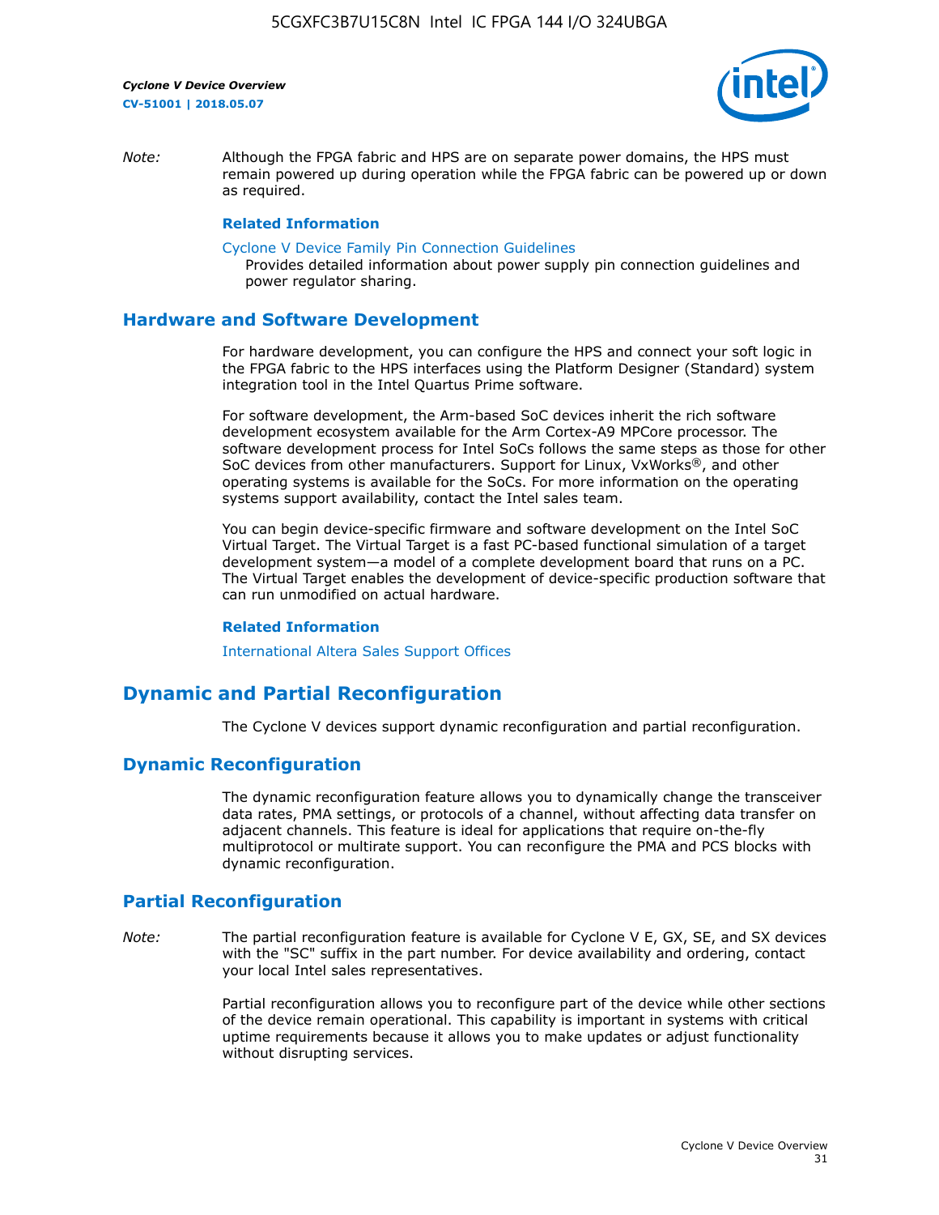*Note:* Although the FPGA fabric and HPS are on separate power domains, the HPS must remain powered up during operation while the FPGA fabric can be powered up or down as required.

**Related Information**

Cyclone V Device Family Pin Connection Guidelines
Provides detailed information about power supply pin connection guidelines and power regulator sharing.

## Hardware and Software Development

For hardware development, you can configure the HPS and connect your soft logic in the FPGA fabric to the HPS interfaces using the Platform Designer (Standard) system integration tool in the Intel Quartus Prime software.

For software development, the Arm-based SoC devices inherit the rich software development ecosystem available for the Arm Cortex-A9 MPCore processor. The software development process for Intel SoCs follows the same steps as those for other SoC devices from other manufacturers. Support for Linux, VxWorks®, and other operating systems is available for the SoCs. For more information on the operating systems support availability, contact the Intel sales team.

You can begin device-specific firmware and software development on the Intel SoC Virtual Target. The Virtual Target is a fast PC-based functional simulation of a target development system—a model of a complete development board that runs on a PC. The Virtual Target enables the development of device-specific production software that can run unmodified on actual hardware.

**Related Information**

International Altera Sales Support Offices

# Dynamic and Partial Reconfiguration

The Cyclone V devices support dynamic reconfiguration and partial reconfiguration.

## Dynamic Reconfiguration

The dynamic reconfiguration feature allows you to dynamically change the transceiver data rates, PMA settings, or protocols of a channel, without affecting data transfer on adjacent channels. This feature is ideal for applications that require on-the-fly multiprotocol or multirate support. You can reconfigure the PMA and PCS blocks with dynamic reconfiguration.

## Partial Reconfiguration

*Note:* The partial reconfiguration feature is available for Cyclone V E, GX, SE, and SX devices with the "SC" suffix in the part number. For device availability and ordering, contact your local Intel sales representatives.

Partial reconfiguration allows you to reconfigure part of the device while other sections of the device remain operational. This capability is important in systems with critical uptime requirements because it allows you to make updates or adjust functionality without disrupting services.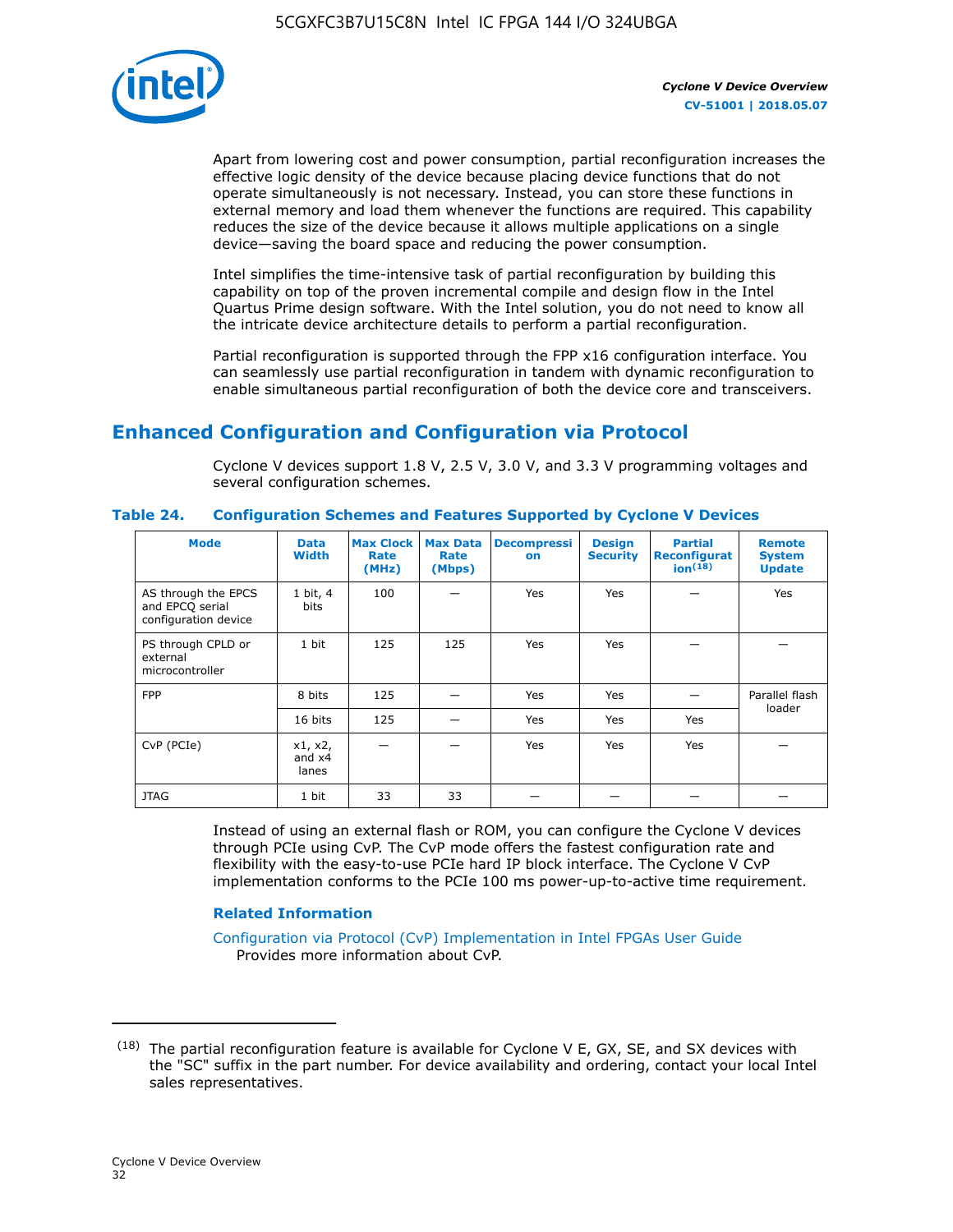Apart from lowering cost and power consumption, partial reconfiguration increases the effective logic density of the device because placing device functions that do not operate simultaneously is not necessary. Instead, you can store these functions in external memory and load them whenever the functions are required. This capability reduces the size of the device because it allows multiple applications on a single device—saving the board space and reducing the power consumption.

Intel simplifies the time-intensive task of partial reconfiguration by building this capability on top of the proven incremental compile and design flow in the Intel Quartus Prime design software. With the Intel solution, you do not need to know all the intricate device architecture details to perform a partial reconfiguration.

Partial reconfiguration is supported through the FPP x16 configuration interface. You can seamlessly use partial reconfiguration in tandem with dynamic reconfiguration to enable simultaneous partial reconfiguration of both the device core and transceivers.

## Enhanced Configuration and Configuration via Protocol

Cyclone V devices support 1.8 V, 2.5 V, 3.0 V, and 3.3 V programming voltages and several configuration schemes.

**Table 24. Configuration Schemes and Features Supported by Cyclone V Devices**

| Mode | Data Width | Max Clock Rate (MHz) | Max Data Rate (Mbps) | Decompression | Design Security | Partial Reconfiguration[18] | Remote System Update |
|---|---|---|---|---|---|---|---|
| AS through the EPCS and EPCQ serial configuration device | 1 bit, 4 bits | 100 | — | Yes | Yes | — | Yes |
| PS through CPLD or external microcontroller | 1 bit | 125 | 125 | Yes | Yes | — | — |
| FPP | 8 bits | 125 | — | Yes | Yes | — | Parallel flash loader |
| | 16 bits | 125 | — | Yes | Yes | Yes | |
| CvP (PCIe) | x1, x2, and x4 lanes | — | — | Yes | Yes | Yes | — |
| JTAG | 1 bit | 33 | 33 | — | — | — | — |

Instead of using an external flash or ROM, you can configure the Cyclone V devices through PCIe using CvP. The CvP mode offers the fastest configuration rate and flexibility with the easy-to-use PCIe hard IP block interface. The Cyclone V CvP implementation conforms to the PCIe 100 ms power-up-to-active time requirement.

### Related Information

Configuration via Protocol (CvP) Implementation in Intel FPGAs User Guide
Provides more information about CvP.

---

(18) The partial reconfiguration feature is available for Cyclone V E, GX, SE, and SX devices with the "SC" suffix in the part number. For device availability and ordering, contact your local Intel sales representatives.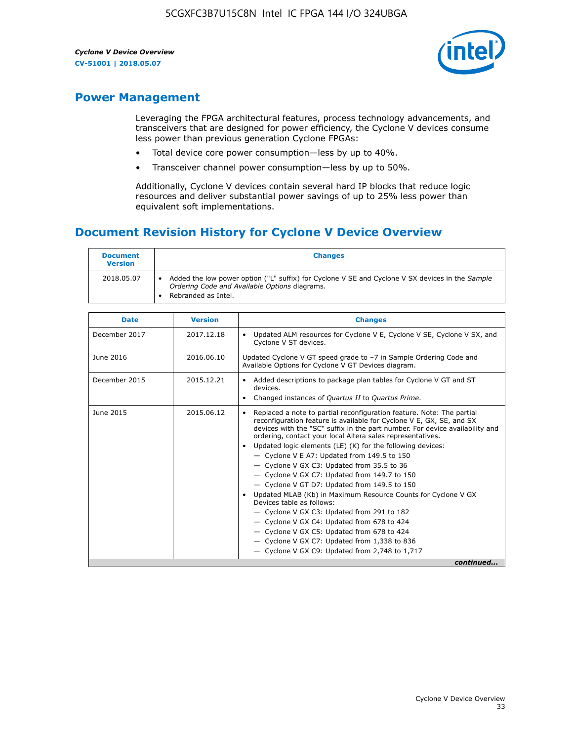## Power Management

Leveraging the FPGA architectural features, process technology advancements, and transceivers that are designed for power efficiency, the Cyclone V devices consume less power than previous generation Cyclone FPGAs:

- Total device core power consumption—less by up to 40%.
- Transceiver channel power consumption—less by up to 50%.

Additionally, Cyclone V devices contain several hard IP blocks that reduce logic resources and deliver substantial power savings of up to 25% less power than equivalent soft implementations.

## Document Revision History for Cyclone V Device Overview

| Document Version | Changes |
| --- | --- |
| 2018.05.07 | • Added the low power option ("L" suffix) for Cyclone V SE and Cyclone V SX devices in the *Sample Ordering Code and Available Options* diagrams.<br>• Rebranded as Intel. |

| Date | Version | Changes |
| --- | --- | --- |
| December 2017 | 2017.12.18 | • Updated ALM resources for Cyclone V E, Cyclone V SE, Cyclone V SX, and Cyclone V ST devices. |
| June 2016 | 2016.06.10 | Updated Cyclone V GT speed grade to −7 in Sample Ordering Code and Available Options for Cyclone V GT Devices diagram. |
| December 2015 | 2015.12.21 | • Added descriptions to package plan tables for Cyclone V GT and ST devices.<br>• Changed instances of *Quartus II* to *Quartus Prime*. |
| June 2015 | 2015.06.12 | • Replaced a note to partial reconfiguration feature. Note: The partial reconfiguration feature is available for Cyclone V E, GX, SE, and SX devices with the "SC" suffix in the part number. For device availability and ordering, contact your local Altera sales representatives.<br>• Updated logic elements (LE) (K) for the following devices:<br>— Cyclone V E A7: Updated from 149.5 to 150<br>— Cyclone V GX C3: Updated from 35.5 to 36<br>— Cyclone V GX C7: Updated from 149.7 to 150<br>— Cyclone V GT D7: Updated from 149.5 to 150<br>• Updated MLAB (Kb) in Maximum Resource Counts for Cyclone V GX Devices table as follows:<br>— Cyclone V GX C3: Updated from 291 to 182<br>— Cyclone V GX C4: Updated from 678 to 424<br>— Cyclone V GX C5: Updated from 678 to 424<br>— Cyclone V GX C7: Updated from 1,338 to 836<br>— Cyclone V GX C9: Updated from 2,748 to 1,717 |

*continued...*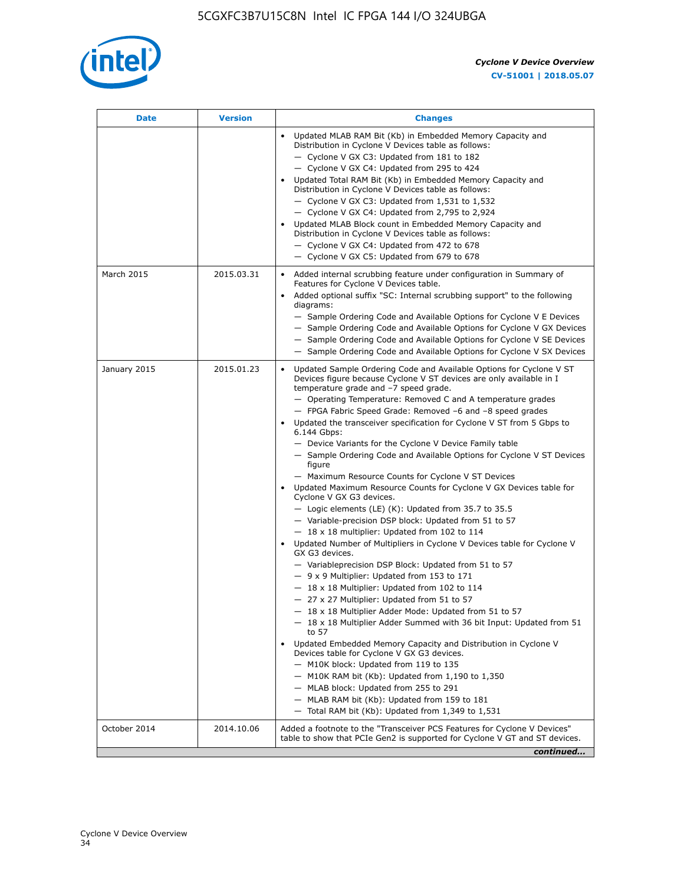| Date | Version | Changes |
|---|---|---|
| | | • Updated MLAB RAM Bit (Kb) in Embedded Memory Capacity and Distribution in Cyclone V Devices table as follows:<br>— Cyclone V GX C3: Updated from 181 to 182<br>— Cyclone V GX C4: Updated from 295 to 424<br>• Updated Total RAM Bit (Kb) in Embedded Memory Capacity and Distribution in Cyclone V Devices table as follows:<br>— Cyclone V GX C3: Updated from 1,531 to 1,532<br>— Cyclone V GX C4: Updated from 2,795 to 2,924<br>• Updated MLAB Block count in Embedded Memory Capacity and Distribution in Cyclone V Devices table as follows:<br>— Cyclone V GX C4: Updated from 472 to 678<br>— Cyclone V GX C5: Updated from 679 to 678 |
| March 2015 | 2015.03.31 | • Added internal scrubbing feature under configuration in Summary of Features for Cyclone V Devices table.<br>• Added optional suffix "SC: Internal scrubbing support" to the following diagrams:<br>— Sample Ordering Code and Available Options for Cyclone V E Devices<br>— Sample Ordering Code and Available Options for Cyclone V GX Devices<br>— Sample Ordering Code and Available Options for Cyclone V SE Devices<br>— Sample Ordering Code and Available Options for Cyclone V SX Devices |
| January 2015 | 2015.01.23 | • Updated Sample Ordering Code and Available Options for Cyclone V ST Devices figure because Cyclone V ST devices are only available in I temperature grade and –7 speed grade.<br>— Operating Temperature: Removed C and A temperature grades<br>— FPGA Fabric Speed Grade: Removed –6 and –8 speed grades<br>• Updated the transceiver specification for Cyclone V ST from 5 Gbps to 6.144 Gbps:<br>— Device Variants for the Cyclone V Device Family table<br>— Sample Ordering Code and Available Options for Cyclone V ST Devices figure<br>— Maximum Resource Counts for Cyclone V ST Devices<br>• Updated Maximum Resource Counts for Cyclone V GX Devices table for Cyclone V GX G3 devices.<br>— Logic elements (LE) (K): Updated from 35.7 to 35.5<br>— Variable-precision DSP block: Updated from 51 to 57<br>— 18 x 18 multiplier: Updated from 102 to 114<br>• Updated Number of Multipliers in Cyclone V Devices table for Cyclone V GX G3 devices.<br>— Variableprecision DSP Block: Updated from 51 to 57<br>— 9 x 9 Multiplier: Updated from 153 to 171<br>— 18 x 18 Multiplier: Updated from 102 to 114<br>— 27 x 27 Multiplier: Updated from 51 to 57<br>— 18 x 18 Multiplier Adder Mode: Updated from 51 to 57<br>— 18 x 18 Multiplier Adder Summed with 36 bit Input: Updated from 51 to 57<br>• Updated Embedded Memory Capacity and Distribution in Cyclone V Devices table for Cyclone V GX G3 devices.<br>— M10K block: Updated from 119 to 135<br>— M10K RAM bit (Kb): Updated from 1,190 to 1,350<br>— MLAB block: Updated from 255 to 291<br>— MLAB RAM bit (Kb): Updated from 159 to 181<br>— Total RAM bit (Kb): Updated from 1,349 to 1,531 |
| October 2014 | 2014.10.06 | Added a footnote to the "Transceiver PCS Features for Cyclone V Devices" table to show that PCIe Gen2 is supported for Cyclone V GT and ST devices. |

*continued...*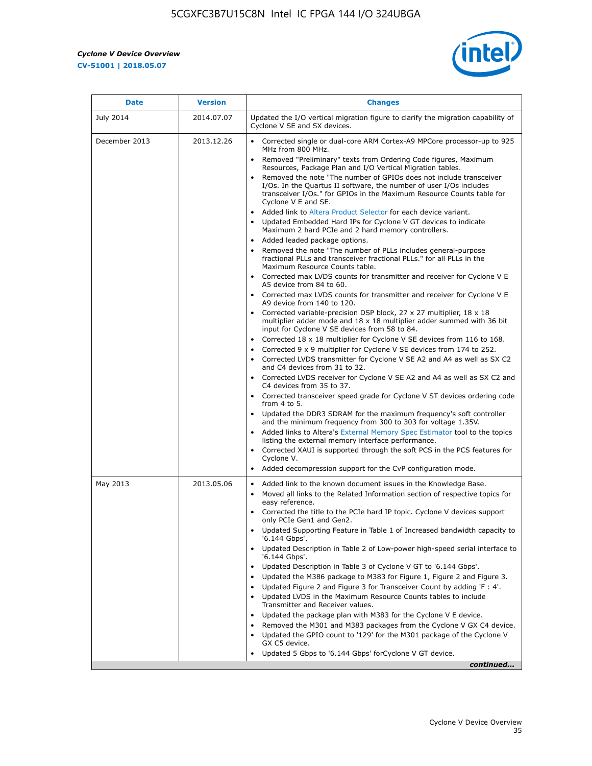| Date | Version | Changes |
| --- | --- | --- |
| July 2014 | 2014.07.07 | Updated the I/O vertical migration figure to clarify the migration capability of Cyclone V SE and SX devices. |
| December 2013 | 2013.12.26 | • Corrected single or dual-core ARM Cortex-A9 MPCore processor-up to 925 MHz from 800 MHz.<br>• Removed "Preliminary" texts from Ordering Code figures, Maximum Resources, Package Plan and I/O Vertical Migration tables.<br>• Removed the note "The number of GPIOs does not include transceiver I/Os. In the Quartus II software, the number of user I/Os includes transceiver I/Os." for GPIOs in the Maximum Resource Counts table for Cyclone V E and SE.<br>• Added link to Altera Product Selector for each device variant.<br>• Updated Embedded Hard IPs for Cyclone V GT devices to indicate Maximum 2 hard PCIe and 2 hard memory controllers.<br>• Added leaded package options.<br>• Removed the note "The number of PLLs includes general-purpose fractional PLLs and transceiver fractional PLLs." for all PLLs in the Maximum Resource Counts table.<br>• Corrected max LVDS counts for transmitter and receiver for Cyclone V E A5 device from 84 to 60.<br>• Corrected max LVDS counts for transmitter and receiver for Cyclone V E A9 device from 140 to 120.<br>• Corrected variable-precision DSP block, 27 x 27 multiplier, 18 x 18 multiplier adder mode and 18 x 18 multiplier adder summed with 36 bit input for Cyclone V SE devices from 58 to 84.<br>• Corrected 18 x 18 multiplier for Cyclone V SE devices from 116 to 168.<br>• Corrected 9 x 9 multiplier for Cyclone V SE devices from 174 to 252.<br>• Corrected LVDS transmitter for Cyclone V SE A2 and A4 as well as SX C2 and C4 devices from 31 to 32.<br>• Corrected LVDS receiver for Cyclone V SE A2 and A4 as well as SX C2 and C4 devices from 35 to 37.<br>• Corrected transceiver speed grade for Cyclone V ST devices ordering code from 4 to 5.<br>• Updated the DDR3 SDRAM for the maximum frequency's soft controller and the minimum frequency from 300 to 303 for voltage 1.35V.<br>• Added links to Altera's External Memory Spec Estimator tool to the topics listing the external memory interface performance.<br>• Corrected XAUI is supported through the soft PCS in the PCS features for Cyclone V.<br>• Added decompression support for the CvP configuration mode. |
| May 2013 | 2013.05.06 | • Added link to the known document issues in the Knowledge Base.<br>• Moved all links to the Related Information section of respective topics for easy reference.<br>• Corrected the title to the PCIe hard IP topic. Cyclone V devices support only PCIe Gen1 and Gen2.<br>• Updated Supporting Feature in Table 1 of Increased bandwidth capacity to '6.144 Gbps'.<br>• Updated Description in Table 2 of Low-power high-speed serial interface to '6.144 Gbps'.<br>• Updated Description in Table 3 of Cyclone V GT to '6.144 Gbps'.<br>• Updated the M386 package to M383 for Figure 1, Figure 2 and Figure 3.<br>• Updated Figure 2 and Figure 3 for Transceiver Count by adding 'F : 4'.<br>• Updated LVDS in the Maximum Resource Counts tables to include Transmitter and Receiver values.<br>• Updated the package plan with M383 for the Cyclone V E device.<br>• Removed the M301 and M383 packages from the Cyclone V GX C4 device.<br>• Updated the GPIO count to '129' for the M301 package of the Cyclone V GX C5 device.<br>• Updated 5 Gbps to '6.144 Gbps' forCyclone V GT device. |

*continued...*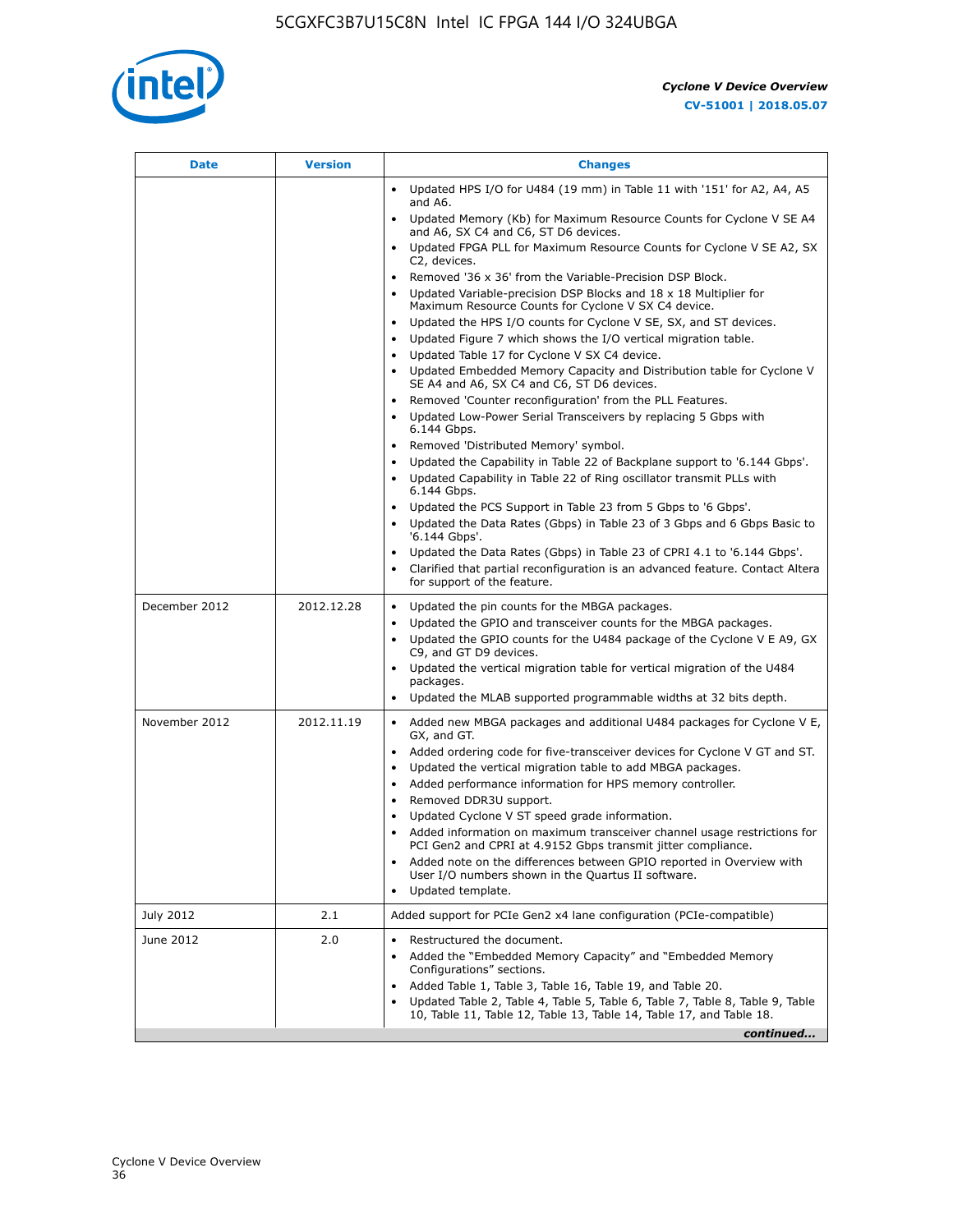| Date | Version | Changes |
| --- | --- | --- |
| | | • Updated HPS I/O for U484 (19 mm) in Table 11 with '151' for A2, A4, A5 and A6.<br>• Updated Memory (Kb) for Maximum Resource Counts for Cyclone V SE A4 and A6, SX C4 and C6, ST D6 devices.<br>• Updated FPGA PLL for Maximum Resource Counts for Cyclone V SE A2, SX C2, devices.<br>• Removed '36 x 36' from the Variable-Precision DSP Block.<br>• Updated Variable-precision DSP Blocks and 18 x 18 Multiplier for Maximum Resource Counts for Cyclone V SX C4 device.<br>• Updated the HPS I/O counts for Cyclone V SE, SX, and ST devices.<br>• Updated Figure 7 which shows the I/O vertical migration table.<br>• Updated Table 17 for Cyclone V SX C4 device.<br>• Updated Embedded Memory Capacity and Distribution table for Cyclone V SE A4 and A6, SX C4 and C6, ST D6 devices.<br>• Removed 'Counter reconfiguration' from the PLL Features.<br>• Updated Low-Power Serial Transceivers by replacing 5 Gbps with 6.144 Gbps.<br>• Removed 'Distributed Memory' symbol.<br>• Updated the Capability in Table 22 of Backplane support to '6.144 Gbps'.<br>• Updated Capability in Table 22 of Ring oscillator transmit PLLs with 6.144 Gbps.<br>• Updated the PCS Support in Table 23 from 5 Gbps to '6 Gbps'.<br>• Updated the Data Rates (Gbps) in Table 23 of 3 Gbps and 6 Gbps Basic to '6.144 Gbps'.<br>• Updated the Data Rates (Gbps) in Table 23 of CPRI 4.1 to '6.144 Gbps'.<br>• Clarified that partial reconfiguration is an advanced feature. Contact Altera for support of the feature. |
| December 2012 | 2012.12.28 | • Updated the pin counts for the MBGA packages.<br>• Updated the GPIO and transceiver counts for the MBGA packages.<br>• Updated the GPIO counts for the U484 package of the Cyclone V E A9, GX C9, and GT D9 devices.<br>• Updated the vertical migration table for vertical migration of the U484 packages.<br>• Updated the MLAB supported programmable widths at 32 bits depth. |
| November 2012 | 2012.11.19 | • Added new MBGA packages and additional U484 packages for Cyclone V E, GX, and GT.<br>• Added ordering code for five-transceiver devices for Cyclone V GT and ST.<br>• Updated the vertical migration table to add MBGA packages.<br>• Added performance information for HPS memory controller.<br>• Removed DDR3U support.<br>• Updated Cyclone V ST speed grade information.<br>• Added information on maximum transceiver channel usage restrictions for PCI Gen2 and CPRI at 4.9152 Gbps transmit jitter compliance.<br>• Added note on the differences between GPIO reported in Overview with User I/O numbers shown in the Quartus II software.<br>• Updated template. |
| July 2012 | 2.1 | Added support for PCIe Gen2 x4 lane configuration (PCIe-compatible) |
| June 2012 | 2.0 | • Restructured the document.<br>• Added the "Embedded Memory Capacity" and "Embedded Memory Configurations" sections.<br>• Added Table 1, Table 3, Table 16, Table 19, and Table 20.<br>• Updated Table 2, Table 4, Table 5, Table 6, Table 7, Table 8, Table 9, Table 10, Table 11, Table 12, Table 13, Table 14, Table 17, and Table 18. |

*continued...*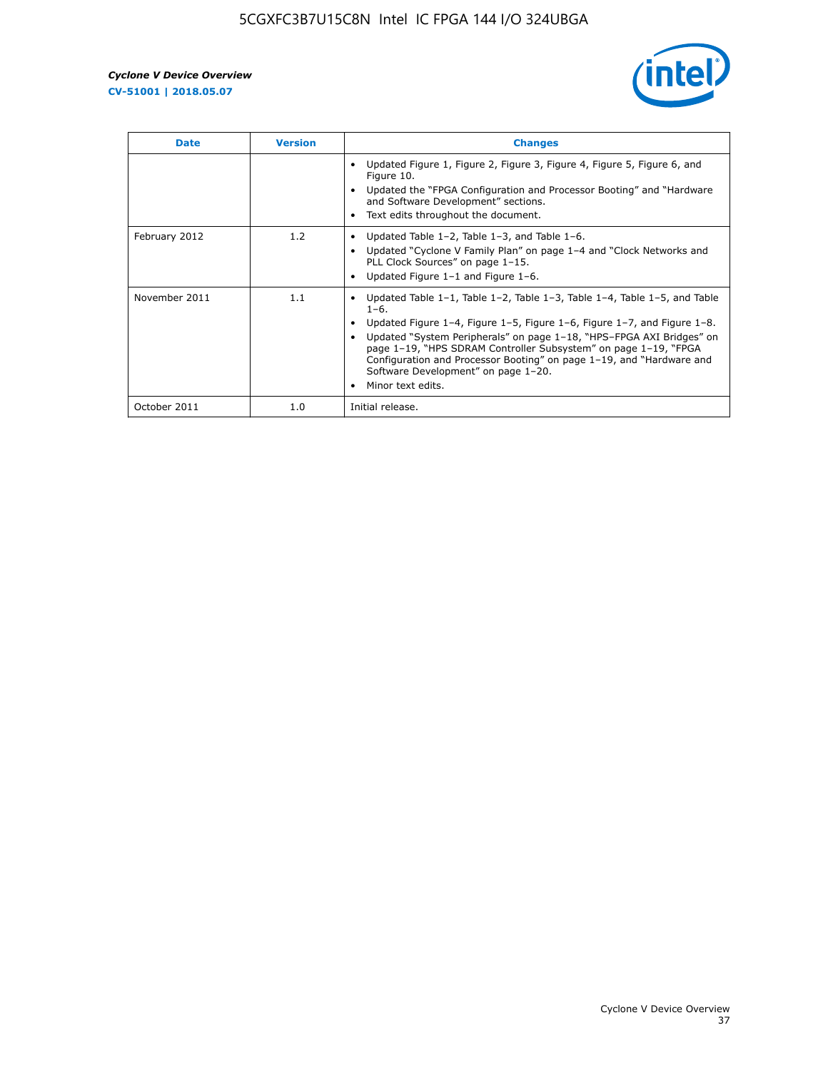| Date | Version | Changes |
| --- | --- | --- |
| | | • Updated Figure 1, Figure 2, Figure 3, Figure 4, Figure 5, Figure 6, and Figure 10.<br>• Updated the "FPGA Configuration and Processor Booting" and "Hardware and Software Development" sections.<br>• Text edits throughout the document. |
| February 2012 | 1.2 | • Updated Table 1–2, Table 1–3, and Table 1–6.<br>• Updated "Cyclone V Family Plan" on page 1–4 and "Clock Networks and PLL Clock Sources" on page 1–15.<br>• Updated Figure 1–1 and Figure 1–6. |
| November 2011 | 1.1 | • Updated Table 1–1, Table 1–2, Table 1–3, Table 1–4, Table 1–5, and Table 1–6.<br>• Updated Figure 1–4, Figure 1–5, Figure 1–6, Figure 1–7, and Figure 1–8.<br>• Updated "System Peripherals" on page 1–18, "HPS–FPGA AXI Bridges" on page 1–19, "HPS SDRAM Controller Subsystem" on page 1–19, "FPGA Configuration and Processor Booting" on page 1–19, and "Hardware and Software Development" on page 1–20.<br>• Minor text edits. |
| October 2011 | 1.0 | Initial release. |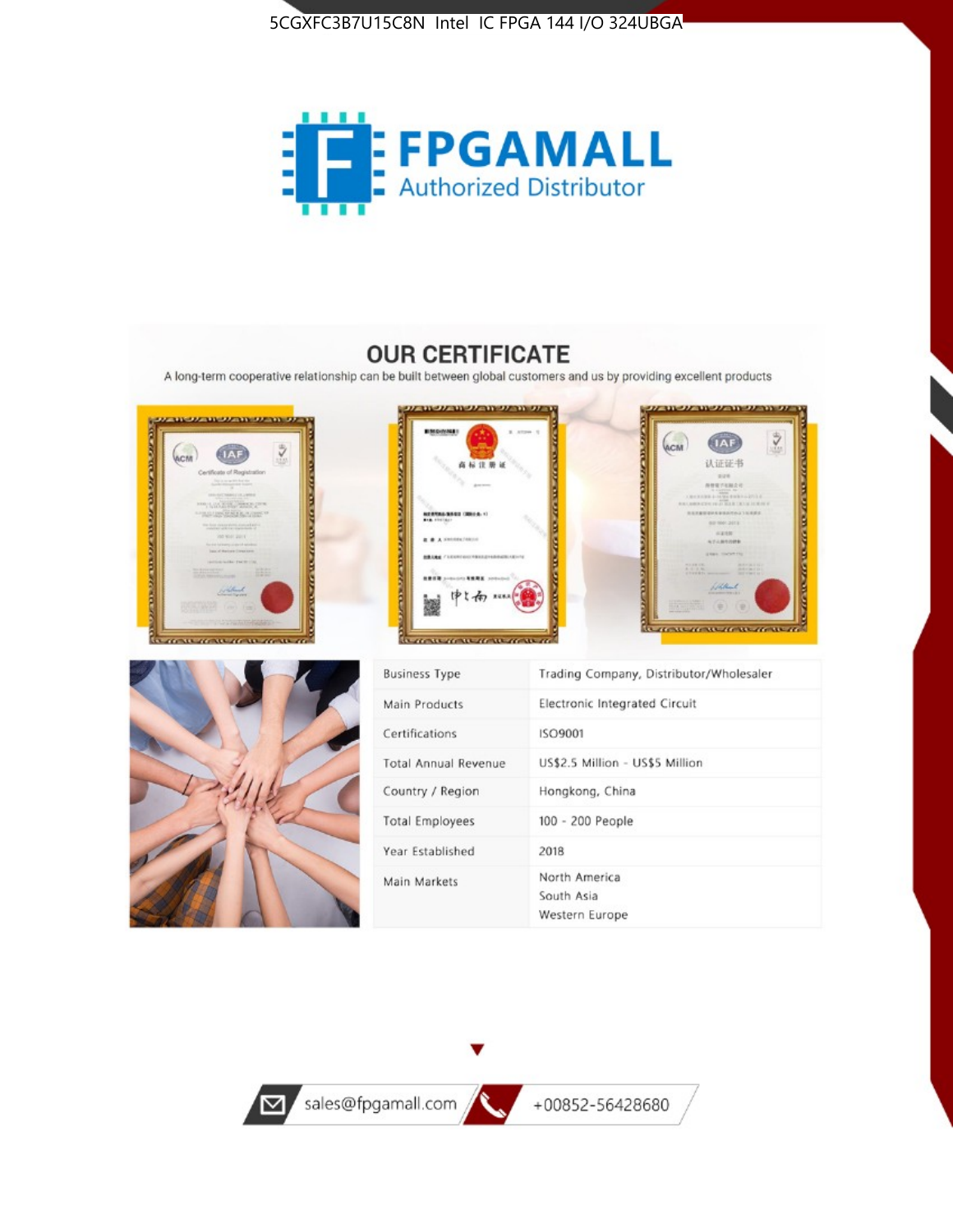FPGAMALL
Authorized Distributor

## OUR CERTIFICATE

A long-term cooperative relationship can be built between global customers and us by providing excellent products

| | |
|---|---|
| Business Type | Trading Company, Distributor/Wholesaler |
| Main Products | Electronic Integrated Circuit |
| Certifications | ISO9001 |
| Total Annual Revenue | US$2.5 Million - US$5 Million |
| Country / Region | Hongkong, China |
| Total Employees | 100 - 200 People |
| Year Established | 2018 |
| Main Markets | North America<br>South Asia<br>Western Europe |

sales@fpgamall.com

+00852-56428680